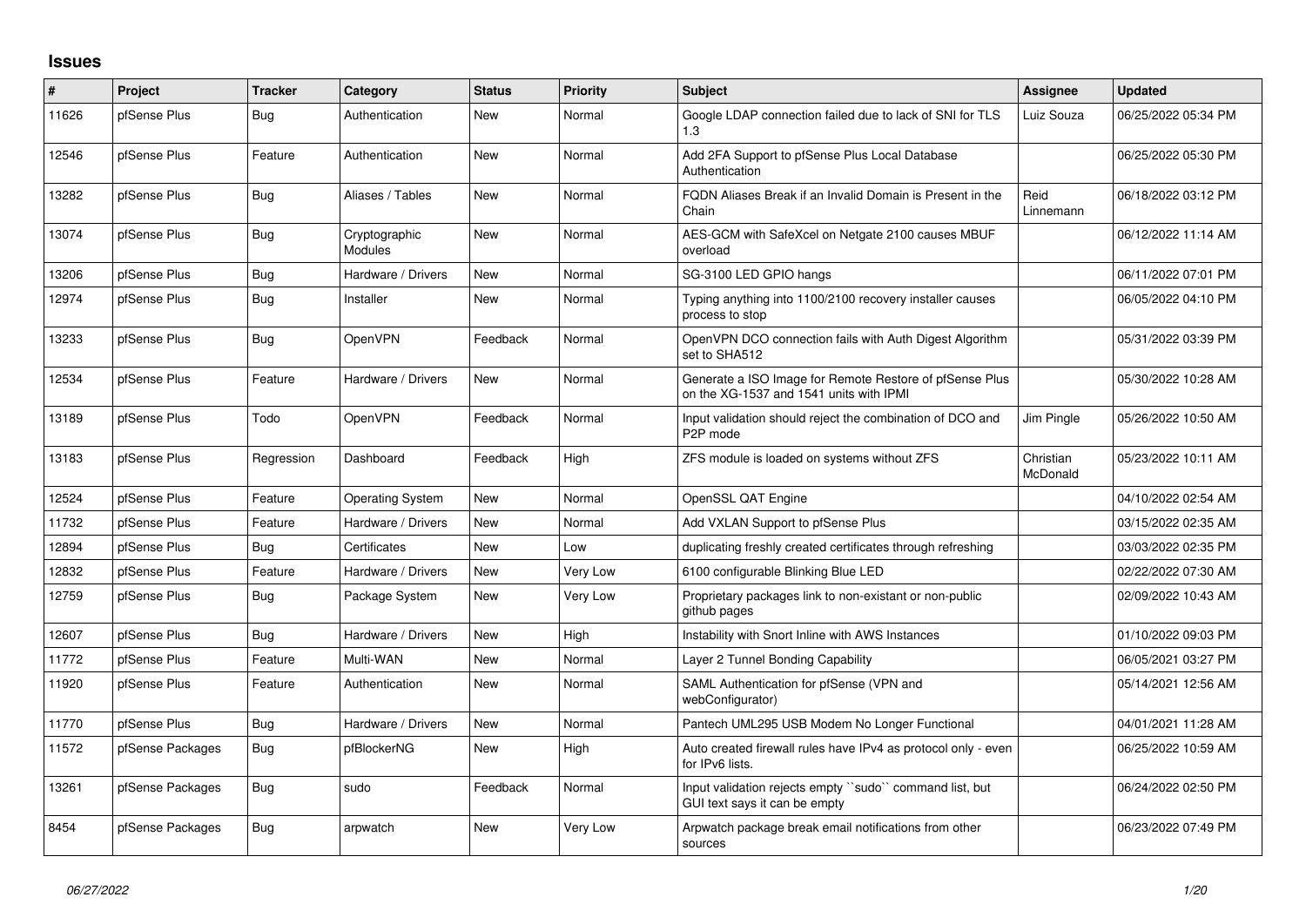## Issues

| # | Project | Tracker | Category | Status | Priority | Subject | Assignee | Updated |
|---|---|---|---|---|---|---|---|---|
| 11626 | pfSense Plus | Bug | Authentication | New | Normal | Google LDAP connection failed due to lack of SNI for TLS 1.3 | Luiz Souza | 06/25/2022 05:34 PM |
| 12546 | pfSense Plus | Feature | Authentication | New | Normal | Add 2FA Support to pfSense Plus Local Database Authentication | | 06/25/2022 05:30 PM |
| 13282 | pfSense Plus | Bug | Aliases / Tables | New | Normal | FQDN Aliases Break if an Invalid Domain is Present in the Chain | Reid Linnemann | 06/18/2022 03:12 PM |
| 13074 | pfSense Plus | Bug | Cryptographic Modules | New | Normal | AES-GCM with SafeXcel on Netgate 2100 causes MBUF overload | | 06/12/2022 11:14 AM |
| 13206 | pfSense Plus | Bug | Hardware / Drivers | New | Normal | SG-3100 LED GPIO hangs | | 06/11/2022 07:01 PM |
| 12974 | pfSense Plus | Bug | Installer | New | Normal | Typing anything into 1100/2100 recovery installer causes process to stop | | 06/05/2022 04:10 PM |
| 13233 | pfSense Plus | Bug | OpenVPN | Feedback | Normal | OpenVPN DCO connection fails with Auth Digest Algorithm set to SHA512 | | 05/31/2022 03:39 PM |
| 12534 | pfSense Plus | Feature | Hardware / Drivers | New | Normal | Generate a ISO Image for Remote Restore of pfSense Plus on the XG-1537 and 1541 units with IPMI | | 05/30/2022 10:28 AM |
| 13189 | pfSense Plus | Todo | OpenVPN | Feedback | Normal | Input validation should reject the combination of DCO and P2P mode | Jim Pingle | 05/26/2022 10:50 AM |
| 13183 | pfSense Plus | Regression | Dashboard | Feedback | High | ZFS module is loaded on systems without ZFS | Christian McDonald | 05/23/2022 10:11 AM |
| 12524 | pfSense Plus | Feature | Operating System | New | Normal | OpenSSL QAT Engine | | 04/10/2022 02:54 AM |
| 11732 | pfSense Plus | Feature | Hardware / Drivers | New | Normal | Add VXLAN Support to pfSense Plus | | 03/15/2022 02:35 AM |
| 12894 | pfSense Plus | Bug | Certificates | New | Low | duplicating freshly created certificates through refreshing | | 03/03/2022 02:35 PM |
| 12832 | pfSense Plus | Feature | Hardware / Drivers | New | Very Low | 6100 configurable Blinking Blue LED | | 02/22/2022 07:30 AM |
| 12759 | pfSense Plus | Bug | Package System | New | Very Low | Proprietary packages link to non-existant or non-public github pages | | 02/09/2022 10:43 AM |
| 12607 | pfSense Plus | Bug | Hardware / Drivers | New | High | Instability with Snort Inline with AWS Instances | | 01/10/2022 09:03 PM |
| 11772 | pfSense Plus | Feature | Multi-WAN | New | Normal | Layer 2 Tunnel Bonding Capability | | 06/05/2021 03:27 PM |
| 11920 | pfSense Plus | Feature | Authentication | New | Normal | SAML Authentication for pfSense (VPN and webConfigurator) | | 05/14/2021 12:56 AM |
| 11770 | pfSense Plus | Bug | Hardware / Drivers | New | Normal | Pantech UML295 USB Modem No Longer Functional | | 04/01/2021 11:28 AM |
| 11572 | pfSense Packages | Bug | pfBlockerNG | New | High | Auto created firewall rules have IPv4 as protocol only - even for IPv6 lists. | | 06/25/2022 10:59 AM |
| 13261 | pfSense Packages | Bug | sudo | Feedback | Normal | Input validation rejects empty ``sudo`` command list, but GUI text says it can be empty | | 06/24/2022 02:50 PM |
| 8454 | pfSense Packages | Bug | arpwatch | New | Very Low | Arpwatch package break email notifications from other sources | | 06/23/2022 07:49 PM |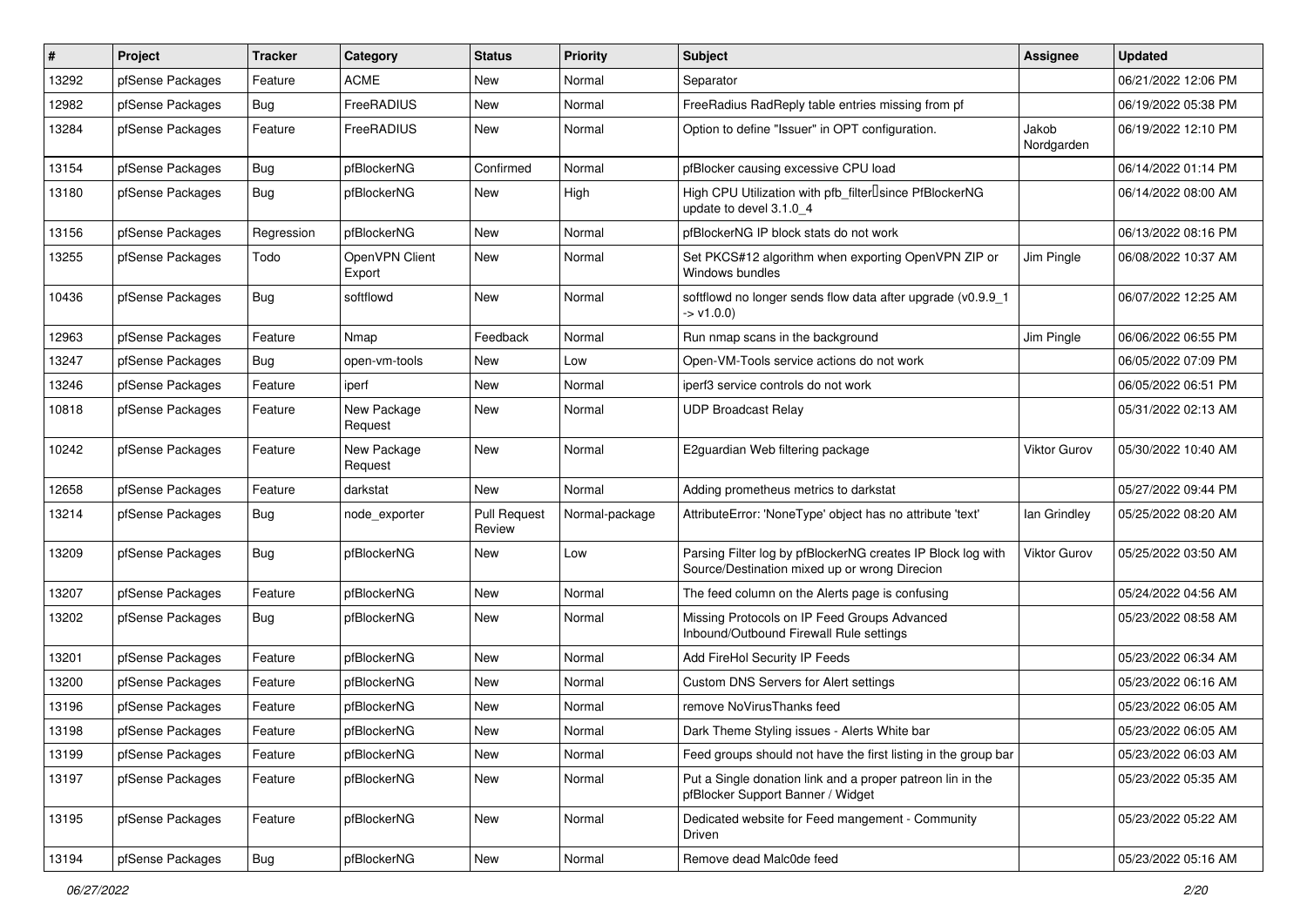| # | Project | Tracker | Category | Status | Priority | Subject | Assignee | Updated |
|---|---|---|---|---|---|---|---|---|
| 13292 | pfSense Packages | Feature | ACME | New | Normal | Separator | | 06/21/2022 12:06 PM |
| 12982 | pfSense Packages | Bug | FreeRADIUS | New | Normal | FreeRadius RadReply table entries missing from pf | | 06/19/2022 05:38 PM |
| 13284 | pfSense Packages | Feature | FreeRADIUS | New | Normal | Option to define "Issuer" in OPT configuration. | Jakob Nordgarden | 06/19/2022 12:10 PM |
| 13154 | pfSense Packages | Bug | pfBlockerNG | Confirmed | Normal | pfBlocker causing excessive CPU load | | 06/14/2022 01:14 PM |
| 13180 | pfSense Packages | Bug | pfBlockerNG | New | High | High CPU Utilization with pfb_filter since PfBlockerNG update to devel 3.1.0_4 | | 06/14/2022 08:00 AM |
| 13156 | pfSense Packages | Regression | pfBlockerNG | New | Normal | pfBlockerNG IP block stats do not work | | 06/13/2022 08:16 PM |
| 13255 | pfSense Packages | Todo | OpenVPN Client Export | New | Normal | Set PKCS#12 algorithm when exporting OpenVPN ZIP or Windows bundles | Jim Pingle | 06/08/2022 10:37 AM |
| 10436 | pfSense Packages | Bug | softflowd | New | Normal | softflowd no longer sends flow data after upgrade (v0.9.9_1 -> v1.0.0) | | 06/07/2022 12:25 AM |
| 12963 | pfSense Packages | Feature | Nmap | Feedback | Normal | Run nmap scans in the background | Jim Pingle | 06/06/2022 06:55 PM |
| 13247 | pfSense Packages | Bug | open-vm-tools | New | Low | Open-VM-Tools service actions do not work | | 06/05/2022 07:09 PM |
| 13246 | pfSense Packages | Feature | iperf | New | Normal | iperf3 service controls do not work | | 06/05/2022 06:51 PM |
| 10818 | pfSense Packages | Feature | New Package Request | New | Normal | UDP Broadcast Relay | | 05/31/2022 02:13 AM |
| 10242 | pfSense Packages | Feature | New Package Request | New | Normal | E2guardian Web filtering package | Viktor Gurov | 05/30/2022 10:40 AM |
| 12658 | pfSense Packages | Feature | darkstat | New | Normal | Adding prometheus metrics to darkstat | | 05/27/2022 09:44 PM |
| 13214 | pfSense Packages | Bug | node_exporter | Pull Request Review | Normal-package | AttributeError: 'NoneType' object has no attribute 'text' | Ian Grindley | 05/25/2022 08:20 AM |
| 13209 | pfSense Packages | Bug | pfBlockerNG | New | Low | Parsing Filter log by pfBlockerNG creates IP Block log with Source/Destination mixed up or wrong Direcion | Viktor Gurov | 05/25/2022 03:50 AM |
| 13207 | pfSense Packages | Feature | pfBlockerNG | New | Normal | The feed column on the Alerts page is confusing | | 05/24/2022 04:56 AM |
| 13202 | pfSense Packages | Bug | pfBlockerNG | New | Normal | Missing Protocols on IP Feed Groups Advanced Inbound/Outbound Firewall Rule settings | | 05/23/2022 08:58 AM |
| 13201 | pfSense Packages | Feature | pfBlockerNG | New | Normal | Add FireHol Security IP Feeds | | 05/23/2022 06:34 AM |
| 13200 | pfSense Packages | Feature | pfBlockerNG | New | Normal | Custom DNS Servers for Alert settings | | 05/23/2022 06:16 AM |
| 13196 | pfSense Packages | Feature | pfBlockerNG | New | Normal | remove NoVirusThanks feed | | 05/23/2022 06:05 AM |
| 13198 | pfSense Packages | Feature | pfBlockerNG | New | Normal | Dark Theme Styling issues - Alerts White bar | | 05/23/2022 06:05 AM |
| 13199 | pfSense Packages | Feature | pfBlockerNG | New | Normal | Feed groups should not have the first listing in the group bar | | 05/23/2022 06:03 AM |
| 13197 | pfSense Packages | Feature | pfBlockerNG | New | Normal | Put a Single donation link and a proper patreon lin in the pfBlocker Support Banner / Widget | | 05/23/2022 05:35 AM |
| 13195 | pfSense Packages | Feature | pfBlockerNG | New | Normal | Dedicated website for Feed mangement - Community Driven | | 05/23/2022 05:22 AM |
| 13194 | pfSense Packages | Bug | pfBlockerNG | New | Normal | Remove dead Malc0de feed | | 05/23/2022 05:16 AM |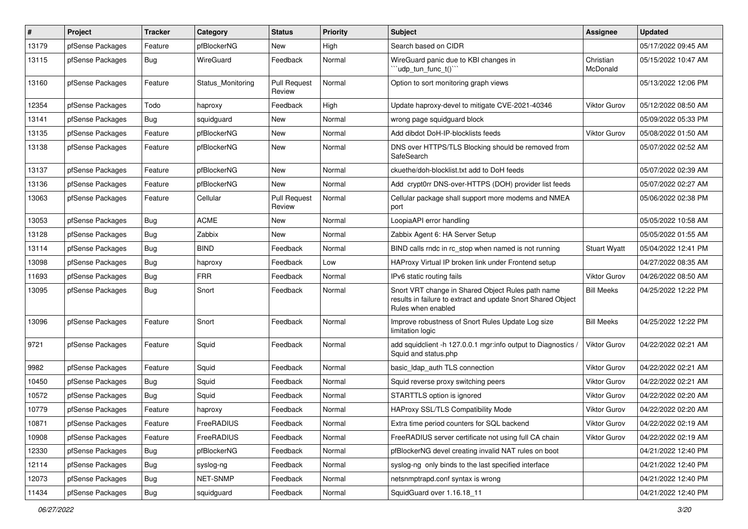| # | Project | Tracker | Category | Status | Priority | Subject | Assignee | Updated |
|---|---|---|---|---|---|---|---|---|
| 13179 | pfSense Packages | Feature | pfBlockerNG | New | High | Search based on CIDR | | 05/17/2022 09:45 AM |
| 13115 | pfSense Packages | Bug | WireGuard | Feedback | Normal | WireGuard panic due to KBI changes in ```udp_tun_func_t()``` | Christian McDonald | 05/15/2022 10:47 AM |
| 13160 | pfSense Packages | Feature | Status_Monitoring | Pull Request Review | Normal | Option to sort monitoring graph views | | 05/13/2022 12:06 PM |
| 12354 | pfSense Packages | Todo | haproxy | Feedback | High | Update haproxy-devel to mitigate CVE-2021-40346 | Viktor Gurov | 05/12/2022 08:50 AM |
| 13141 | pfSense Packages | Bug | squidguard | New | Normal | wrong page squidguard block | | 05/09/2022 05:33 PM |
| 13135 | pfSense Packages | Feature | pfBlockerNG | New | Normal | Add dibdot DoH-IP-blocklists feeds | Viktor Gurov | 05/08/2022 01:50 AM |
| 13138 | pfSense Packages | Feature | pfBlockerNG | New | Normal | DNS over HTTPS/TLS Blocking should be removed from SafeSearch | | 05/07/2022 02:52 AM |
| 13137 | pfSense Packages | Feature | pfBlockerNG | New | Normal | ckuethe/doh-blocklist.txt add to DoH feeds | | 05/07/2022 02:39 AM |
| 13136 | pfSense Packages | Feature | pfBlockerNG | New | Normal | Add crypt0rr DNS-over-HTTPS (DOH) provider list feeds | | 05/07/2022 02:27 AM |
| 13063 | pfSense Packages | Feature | Cellular | Pull Request Review | Normal | Cellular package shall support more modems and NMEA port | | 05/06/2022 02:38 PM |
| 13053 | pfSense Packages | Bug | ACME | New | Normal | LoopiaAPI error handling | | 05/05/2022 10:58 AM |
| 13128 | pfSense Packages | Bug | Zabbix | New | Normal | Zabbix Agent 6: HA Server Setup | | 05/05/2022 01:55 AM |
| 13114 | pfSense Packages | Bug | BIND | Feedback | Normal | BIND calls rndc in rc_stop when named is not running | Stuart Wyatt | 05/04/2022 12:41 PM |
| 13098 | pfSense Packages | Bug | haproxy | Feedback | Low | HAProxy Virtual IP broken link under Frontend setup | | 04/27/2022 08:35 AM |
| 11693 | pfSense Packages | Bug | FRR | Feedback | Normal | IPv6 static routing fails | Viktor Gurov | 04/26/2022 08:50 AM |
| 13095 | pfSense Packages | Bug | Snort | Feedback | Normal | Snort VRT change in Shared Object Rules path name results in failure to extract and update Snort Shared Object Rules when enabled | Bill Meeks | 04/25/2022 12:22 PM |
| 13096 | pfSense Packages | Feature | Snort | Feedback | Normal | Improve robustness of Snort Rules Update Log size limitation logic | Bill Meeks | 04/25/2022 12:22 PM |
| 9721 | pfSense Packages | Feature | Squid | Feedback | Normal | add squidclient -h 127.0.0.1 mgr:info output to Diagnostics / Squid and status.php | Viktor Gurov | 04/22/2022 02:21 AM |
| 9982 | pfSense Packages | Feature | Squid | Feedback | Normal | basic_ldap_auth TLS connection | Viktor Gurov | 04/22/2022 02:21 AM |
| 10450 | pfSense Packages | Bug | Squid | Feedback | Normal | Squid reverse proxy switching peers | Viktor Gurov | 04/22/2022 02:21 AM |
| 10572 | pfSense Packages | Bug | Squid | Feedback | Normal | STARTTLS option is ignored | Viktor Gurov | 04/22/2022 02:20 AM |
| 10779 | pfSense Packages | Feature | haproxy | Feedback | Normal | HAProxy SSL/TLS Compatibility Mode | Viktor Gurov | 04/22/2022 02:20 AM |
| 10871 | pfSense Packages | Feature | FreeRADIUS | Feedback | Normal | Extra time period counters for SQL backend | Viktor Gurov | 04/22/2022 02:19 AM |
| 10908 | pfSense Packages | Feature | FreeRADIUS | Feedback | Normal | FreeRADIUS server certificate not using full CA chain | Viktor Gurov | 04/22/2022 02:19 AM |
| 12330 | pfSense Packages | Bug | pfBlockerNG | Feedback | Normal | pfBlockerNG devel creating invalid NAT rules on boot | | 04/21/2022 12:40 PM |
| 12114 | pfSense Packages | Bug | syslog-ng | Feedback | Normal | syslog-ng only binds to the last specified interface | | 04/21/2022 12:40 PM |
| 12073 | pfSense Packages | Bug | NET-SNMP | Feedback | Normal | netsnmptrapd.conf syntax is wrong | | 04/21/2022 12:40 PM |
| 11434 | pfSense Packages | Bug | squidguard | Feedback | Normal | SquidGuard over 1.16.18_11 | | 04/21/2022 12:40 PM |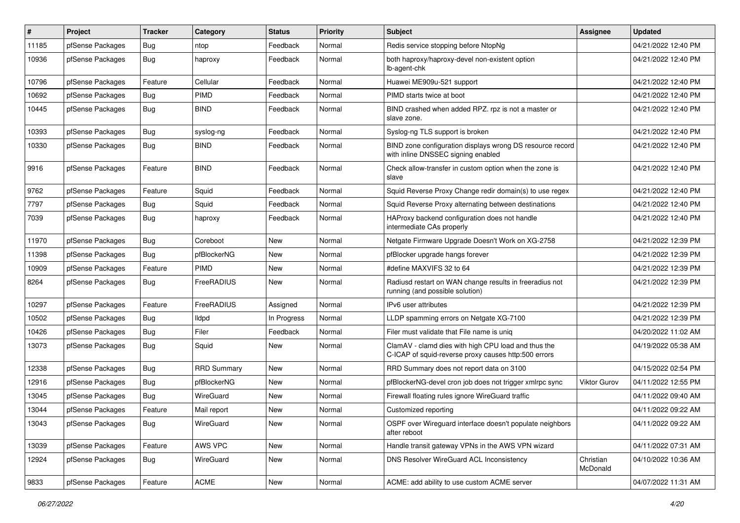| # | Project | Tracker | Category | Status | Priority | Subject | Assignee | Updated |
|---|---|---|---|---|---|---|---|---|
| 11185 | pfSense Packages | Bug | ntop | Feedback | Normal | Redis service stopping before NtopNg | | 04/21/2022 12:40 PM |
| 10936 | pfSense Packages | Bug | haproxy | Feedback | Normal | both haproxy/haproxy-devel non-existent option lb-agent-chk | | 04/21/2022 12:40 PM |
| 10796 | pfSense Packages | Feature | Cellular | Feedback | Normal | Huawei ME909u-521 support | | 04/21/2022 12:40 PM |
| 10692 | pfSense Packages | Bug | PIMD | Feedback | Normal | PIMD starts twice at boot | | 04/21/2022 12:40 PM |
| 10445 | pfSense Packages | Bug | BIND | Feedback | Normal | BIND crashed when added RPZ. rpz is not a master or slave zone. | | 04/21/2022 12:40 PM |
| 10393 | pfSense Packages | Bug | syslog-ng | Feedback | Normal | Syslog-ng TLS support is broken | | 04/21/2022 12:40 PM |
| 10330 | pfSense Packages | Bug | BIND | Feedback | Normal | BIND zone configuration displays wrong DS resource record with inline DNSSEC signing enabled | | 04/21/2022 12:40 PM |
| 9916 | pfSense Packages | Feature | BIND | Feedback | Normal | Check allow-transfer in custom option when the zone is slave | | 04/21/2022 12:40 PM |
| 9762 | pfSense Packages | Feature | Squid | Feedback | Normal | Squid Reverse Proxy Change redir domain(s) to use regex | | 04/21/2022 12:40 PM |
| 7797 | pfSense Packages | Bug | Squid | Feedback | Normal | Squid Reverse Proxy alternating between destinations | | 04/21/2022 12:40 PM |
| 7039 | pfSense Packages | Bug | haproxy | Feedback | Normal | HAProxy backend configuration does not handle intermediate CAs properly | | 04/21/2022 12:40 PM |
| 11970 | pfSense Packages | Bug | Coreboot | New | Normal | Netgate Firmware Upgrade Doesn't Work on XG-2758 | | 04/21/2022 12:39 PM |
| 11398 | pfSense Packages | Bug | pfBlockerNG | New | Normal | pfBlocker upgrade hangs forever | | 04/21/2022 12:39 PM |
| 10909 | pfSense Packages | Feature | PIMD | New | Normal | #define MAXVIFS 32 to 64 | | 04/21/2022 12:39 PM |
| 8264 | pfSense Packages | Bug | FreeRADIUS | New | Normal | Radiusd restart on WAN change results in freeradius not running (and possible solution) | | 04/21/2022 12:39 PM |
| 10297 | pfSense Packages | Feature | FreeRADIUS | Assigned | Normal | IPv6 user attributes | | 04/21/2022 12:39 PM |
| 10502 | pfSense Packages | Bug | lldpd | In Progress | Normal | LLDP spamming errors on Netgate XG-7100 | | 04/21/2022 12:39 PM |
| 10426 | pfSense Packages | Bug | Filer | Feedback | Normal | Filer must validate that File name is uniq | | 04/20/2022 11:02 AM |
| 13073 | pfSense Packages | Bug | Squid | New | Normal | ClamAV - clamd dies with high CPU load and thus the C-ICAP of squid-reverse proxy causes http:500 errors | | 04/19/2022 05:38 AM |
| 12338 | pfSense Packages | Bug | RRD Summary | New | Normal | RRD Summary does not report data on 3100 | | 04/15/2022 02:54 PM |
| 12916 | pfSense Packages | Bug | pfBlockerNG | New | Normal | pfBlockerNG-devel cron job does not trigger xmlrpc sync | Viktor Gurov | 04/11/2022 12:55 PM |
| 13045 | pfSense Packages | Bug | WireGuard | New | Normal | Firewall floating rules ignore WireGuard traffic | | 04/11/2022 09:40 AM |
| 13044 | pfSense Packages | Feature | Mail report | New | Normal | Customized reporting | | 04/11/2022 09:22 AM |
| 13043 | pfSense Packages | Bug | WireGuard | New | Normal | OSPF over Wireguard interface doesn't populate neighbors after reboot | | 04/11/2022 09:22 AM |
| 13039 | pfSense Packages | Feature | AWS VPC | New | Normal | Handle transit gateway VPNs in the AWS VPN wizard | | 04/11/2022 07:31 AM |
| 12924 | pfSense Packages | Bug | WireGuard | New | Normal | DNS Resolver WireGuard ACL Inconsistency | Christian McDonald | 04/10/2022 10:36 AM |
| 9833 | pfSense Packages | Feature | ACME | New | Normal | ACME: add ability to use custom ACME server | | 04/07/2022 11:31 AM |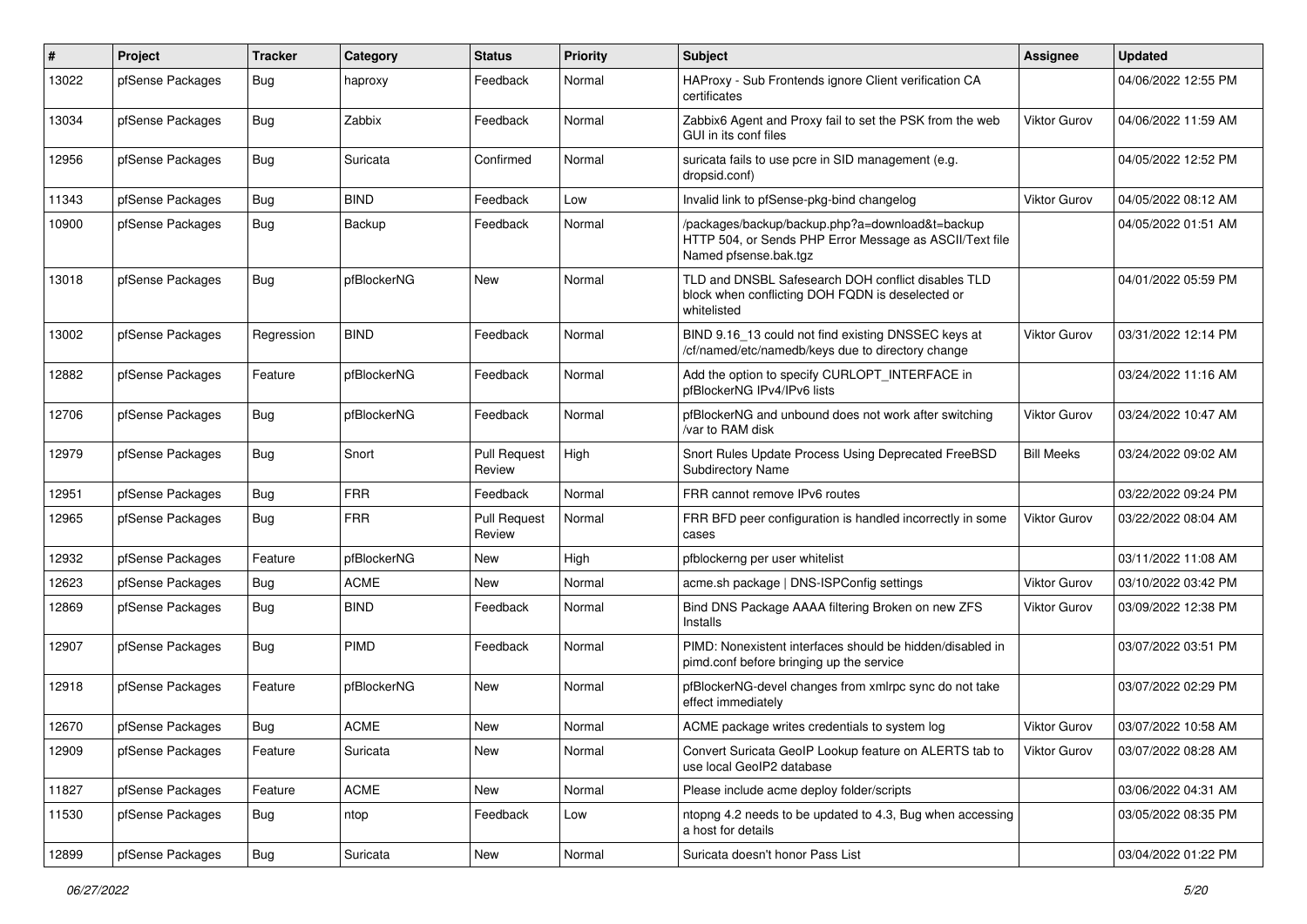| # | Project | Tracker | Category | Status | Priority | Subject | Assignee | Updated |
|---|---|---|---|---|---|---|---|---|
| 13022 | pfSense Packages | Bug | haproxy | Feedback | Normal | HAProxy - Sub Frontends ignore Client verification CA certificates | | 04/06/2022 12:55 PM |
| 13034 | pfSense Packages | Bug | Zabbix | Feedback | Normal | Zabbix6 Agent and Proxy fail to set the PSK from the web GUI in its conf files | Viktor Gurov | 04/06/2022 11:59 AM |
| 12956 | pfSense Packages | Bug | Suricata | Confirmed | Normal | suricata fails to use pcre in SID management (e.g. dropsid.conf) | | 04/05/2022 12:52 PM |
| 11343 | pfSense Packages | Bug | BIND | Feedback | Low | Invalid link to pfSense-pkg-bind changelog | Viktor Gurov | 04/05/2022 08:12 AM |
| 10900 | pfSense Packages | Bug | Backup | Feedback | Normal | /packages/backup/backup.php?a=download&t=backup HTTP 504, or Sends PHP Error Message as ASCII/Text file Named pfsense.bak.tgz | | 04/05/2022 01:51 AM |
| 13018 | pfSense Packages | Bug | pfBlockerNG | New | Normal | TLD and DNSBL Safesearch DOH conflict disables TLD block when conflicting DOH FQDN is deselected or whitelisted | | 04/01/2022 05:59 PM |
| 13002 | pfSense Packages | Regression | BIND | Feedback | Normal | BIND 9.16_13 could not find existing DNSSEC keys at /cf/named/etc/namedb/keys due to directory change | Viktor Gurov | 03/31/2022 12:14 PM |
| 12882 | pfSense Packages | Feature | pfBlockerNG | Feedback | Normal | Add the option to specify CURLOPT_INTERFACE in pfBlockerNG IPv4/IPv6 lists | | 03/24/2022 11:16 AM |
| 12706 | pfSense Packages | Bug | pfBlockerNG | Feedback | Normal | pfBlockerNG and unbound does not work after switching /var to RAM disk | Viktor Gurov | 03/24/2022 10:47 AM |
| 12979 | pfSense Packages | Bug | Snort | Pull Request Review | High | Snort Rules Update Process Using Deprecated FreeBSD Subdirectory Name | Bill Meeks | 03/24/2022 09:02 AM |
| 12951 | pfSense Packages | Bug | FRR | Feedback | Normal | FRR cannot remove IPv6 routes | | 03/22/2022 09:24 PM |
| 12965 | pfSense Packages | Bug | FRR | Pull Request Review | Normal | FRR BFD peer configuration is handled incorrectly in some cases | Viktor Gurov | 03/22/2022 08:04 AM |
| 12932 | pfSense Packages | Feature | pfBlockerNG | New | High | pfblockerng per user whitelist | | 03/11/2022 11:08 AM |
| 12623 | pfSense Packages | Bug | ACME | New | Normal | acme.sh package \| DNS-ISPConfig settings | Viktor Gurov | 03/10/2022 03:42 PM |
| 12869 | pfSense Packages | Bug | BIND | Feedback | Normal | Bind DNS Package AAAA filtering Broken on new ZFS Installs | Viktor Gurov | 03/09/2022 12:38 PM |
| 12907 | pfSense Packages | Bug | PIMD | Feedback | Normal | PIMD: Nonexistent interfaces should be hidden/disabled in pimd.conf before bringing up the service | | 03/07/2022 03:51 PM |
| 12918 | pfSense Packages | Feature | pfBlockerNG | New | Normal | pfBlockerNG-devel changes from xmlrpc sync do not take effect immediately | | 03/07/2022 02:29 PM |
| 12670 | pfSense Packages | Bug | ACME | New | Normal | ACME package writes credentials to system log | Viktor Gurov | 03/07/2022 10:58 AM |
| 12909 | pfSense Packages | Feature | Suricata | New | Normal | Convert Suricata GeoIP Lookup feature on ALERTS tab to use local GeoIP2 database | Viktor Gurov | 03/07/2022 08:28 AM |
| 11827 | pfSense Packages | Feature | ACME | New | Normal | Please include acme deploy folder/scripts | | 03/06/2022 04:31 AM |
| 11530 | pfSense Packages | Bug | ntop | Feedback | Low | ntopng 4.2 needs to be updated to 4.3, Bug when accessing a host for details | | 03/05/2022 08:35 PM |
| 12899 | pfSense Packages | Bug | Suricata | New | Normal | Suricata doesn't honor Pass List | | 03/04/2022 01:22 PM |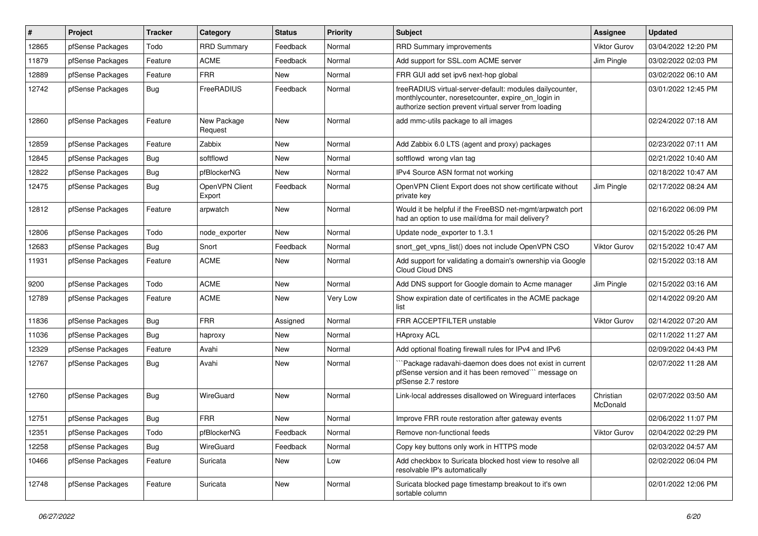| # | Project | Tracker | Category | Status | Priority | Subject | Assignee | Updated |
|---|---|---|---|---|---|---|---|---|
| 12865 | pfSense Packages | Todo | RRD Summary | Feedback | Normal | RRD Summary improvements | Viktor Gurov | 03/04/2022 12:20 PM |
| 11879 | pfSense Packages | Feature | ACME | Feedback | Normal | Add support for SSL.com ACME server | Jim Pingle | 03/02/2022 02:03 PM |
| 12889 | pfSense Packages | Feature | FRR | New | Normal | FRR GUI add set ipv6 next-hop global | | 03/02/2022 06:10 AM |
| 12742 | pfSense Packages | Bug | FreeRADIUS | Feedback | Normal | freeRADIUS virtual-server-default: modules dailycounter, monthlycounter, noresetcounter, expire_on_login in authorize section prevent virtual server from loading | | 03/01/2022 12:45 PM |
| 12860 | pfSense Packages | Feature | New Package Request | New | Normal | add mmc-utils package to all images | | 02/24/2022 07:18 AM |
| 12859 | pfSense Packages | Feature | Zabbix | New | Normal | Add Zabbix 6.0 LTS (agent and proxy) packages | | 02/23/2022 07:11 AM |
| 12845 | pfSense Packages | Bug | softflowd | New | Normal | softflowd wrong vlan tag | | 02/21/2022 10:40 AM |
| 12822 | pfSense Packages | Bug | pfBlockerNG | New | Normal | IPv4 Source ASN format not working | | 02/18/2022 10:47 AM |
| 12475 | pfSense Packages | Bug | OpenVPN Client Export | Feedback | Normal | OpenVPN Client Export does not show certificate without private key | Jim Pingle | 02/17/2022 08:24 AM |
| 12812 | pfSense Packages | Feature | arpwatch | New | Normal | Would it be helpful if the FreeBSD net-mgmt/arpwatch port had an option to use mail/dma for mail delivery? | | 02/16/2022 06:09 PM |
| 12806 | pfSense Packages | Todo | node_exporter | New | Normal | Update node_exporter to 1.3.1 | | 02/15/2022 05:26 PM |
| 12683 | pfSense Packages | Bug | Snort | Feedback | Normal | snort_get_vpns_list() does not include OpenVPN CSO | Viktor Gurov | 02/15/2022 10:47 AM |
| 11931 | pfSense Packages | Feature | ACME | New | Normal | Add support for validating a domain's ownership via Google Cloud Cloud DNS | | 02/15/2022 03:18 AM |
| 9200 | pfSense Packages | Todo | ACME | New | Normal | Add DNS support for Google domain to Acme manager | Jim Pingle | 02/15/2022 03:16 AM |
| 12789 | pfSense Packages | Feature | ACME | New | Very Low | Show expiration date of certificates in the ACME package list | | 02/14/2022 09:20 AM |
| 11836 | pfSense Packages | Bug | FRR | Assigned | Normal | FRR ACCEPTFILTER unstable | Viktor Gurov | 02/14/2022 07:20 AM |
| 11036 | pfSense Packages | Bug | haproxy | New | Normal | HAproxy ACL | | 02/11/2022 11:27 AM |
| 12329 | pfSense Packages | Feature | Avahi | New | Normal | Add optional floating firewall rules for IPv4 and IPv6 | | 02/09/2022 04:43 PM |
| 12767 | pfSense Packages | Bug | Avahi | New | Normal | ```Package radavahi-daemon does does not exist in current pfSense version and it has been removed``` message on pfSense 2.7 restore | | 02/07/2022 11:28 AM |
| 12760 | pfSense Packages | Bug | WireGuard | New | Normal | Link-local addresses disallowed on Wireguard interfaces | Christian McDonald | 02/07/2022 03:50 AM |
| 12751 | pfSense Packages | Bug | FRR | New | Normal | Improve FRR route restoration after gateway events | | 02/06/2022 11:07 PM |
| 12351 | pfSense Packages | Todo | pfBlockerNG | Feedback | Normal | Remove non-functional feeds | Viktor Gurov | 02/04/2022 02:29 PM |
| 12258 | pfSense Packages | Bug | WireGuard | Feedback | Normal | Copy key buttons only work in HTTPS mode | | 02/03/2022 04:57 AM |
| 10466 | pfSense Packages | Feature | Suricata | New | Low | Add checkbox to Suricata blocked host view to resolve all resolvable IP's automatically | | 02/02/2022 06:04 PM |
| 12748 | pfSense Packages | Feature | Suricata | New | Normal | Suricata blocked page timestamp breakout to it's own sortable column | | 02/01/2022 12:06 PM |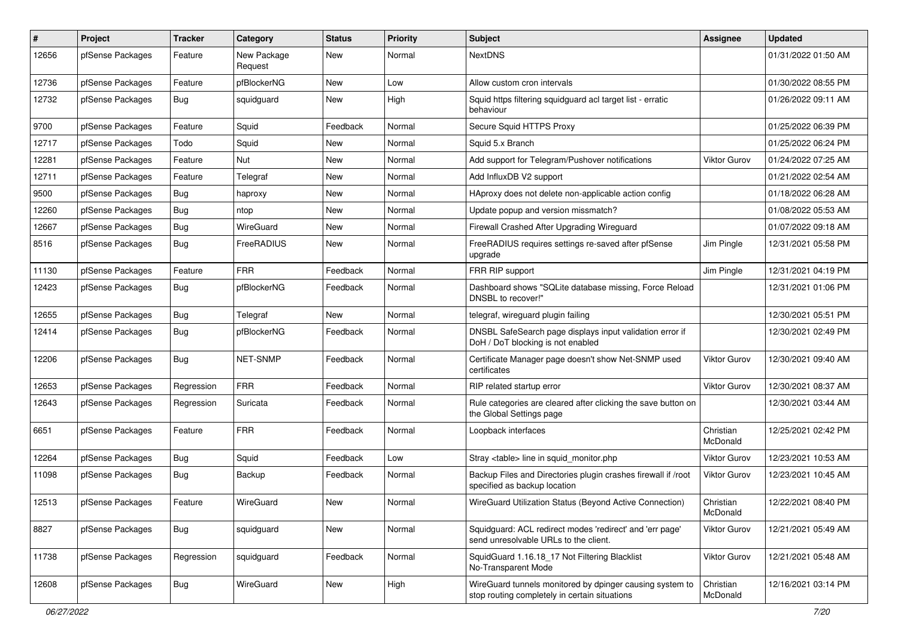| # | Project | Tracker | Category | Status | Priority | Subject | Assignee | Updated |
|---|---|---|---|---|---|---|---|---|
| 12656 | pfSense Packages | Feature | New Package Request | New | Normal | NextDNS | | 01/31/2022 01:50 AM |
| 12736 | pfSense Packages | Feature | pfBlockerNG | New | Low | Allow custom cron intervals | | 01/30/2022 08:55 PM |
| 12732 | pfSense Packages | Bug | squidguard | New | High | Squid https filtering squidguard acl target list - erratic behaviour | | 01/26/2022 09:11 AM |
| 9700 | pfSense Packages | Feature | Squid | Feedback | Normal | Secure Squid HTTPS Proxy | | 01/25/2022 06:39 PM |
| 12717 | pfSense Packages | Todo | Squid | New | Normal | Squid 5.x Branch | | 01/25/2022 06:24 PM |
| 12281 | pfSense Packages | Feature | Nut | New | Normal | Add support for Telegram/Pushover notifications | Viktor Gurov | 01/24/2022 07:25 AM |
| 12711 | pfSense Packages | Feature | Telegraf | New | Normal | Add InfluxDB V2 support | | 01/21/2022 02:54 AM |
| 9500 | pfSense Packages | Bug | haproxy | New | Normal | HAproxy does not delete non-applicable action config | | 01/18/2022 06:28 AM |
| 12260 | pfSense Packages | Bug | ntop | New | Normal | Update popup and version missmatch? | | 01/08/2022 05:53 AM |
| 12667 | pfSense Packages | Bug | WireGuard | New | Normal | Firewall Crashed After Upgrading Wireguard | | 01/07/2022 09:18 AM |
| 8516 | pfSense Packages | Bug | FreeRADIUS | New | Normal | FreeRADIUS requires settings re-saved after pfSense upgrade | Jim Pingle | 12/31/2021 05:58 PM |
| 11130 | pfSense Packages | Feature | FRR | Feedback | Normal | FRR RIP support | Jim Pingle | 12/31/2021 04:19 PM |
| 12423 | pfSense Packages | Bug | pfBlockerNG | Feedback | Normal | Dashboard shows "SQLite database missing, Force Reload DNSBL to recover!" | | 12/31/2021 01:06 PM |
| 12655 | pfSense Packages | Bug | Telegraf | New | Normal | telegraf, wireguard plugin failing | | 12/30/2021 05:51 PM |
| 12414 | pfSense Packages | Bug | pfBlockerNG | Feedback | Normal | DNSBL SafeSearch page displays input validation error if DoH / DoT blocking is not enabled | | 12/30/2021 02:49 PM |
| 12206 | pfSense Packages | Bug | NET-SNMP | Feedback | Normal | Certificate Manager page doesn't show Net-SNMP used certificates | Viktor Gurov | 12/30/2021 09:40 AM |
| 12653 | pfSense Packages | Regression | FRR | Feedback | Normal | RIP related startup error | Viktor Gurov | 12/30/2021 08:37 AM |
| 12643 | pfSense Packages | Regression | Suricata | Feedback | Normal | Rule categories are cleared after clicking the save button on the Global Settings page | | 12/30/2021 03:44 AM |
| 6651 | pfSense Packages | Feature | FRR | Feedback | Normal | Loopback interfaces | Christian McDonald | 12/25/2021 02:42 PM |
| 12264 | pfSense Packages | Bug | Squid | Feedback | Low | Stray <table> line in squid_monitor.php | Viktor Gurov | 12/23/2021 10:53 AM |
| 11098 | pfSense Packages | Bug | Backup | Feedback | Normal | Backup Files and Directories plugin crashes firewall if /root specified as backup location | Viktor Gurov | 12/23/2021 10:45 AM |
| 12513 | pfSense Packages | Feature | WireGuard | New | Normal | WireGuard Utilization Status (Beyond Active Connection) | Christian McDonald | 12/22/2021 08:40 PM |
| 8827 | pfSense Packages | Bug | squidguard | New | Normal | Squidguard: ACL redirect modes 'redirect' and 'err page' send unresolvable URLs to the client. | Viktor Gurov | 12/21/2021 05:49 AM |
| 11738 | pfSense Packages | Regression | squidguard | Feedback | Normal | SquidGuard 1.16.18_17 Not Filtering Blacklist No-Transparent Mode | Viktor Gurov | 12/21/2021 05:48 AM |
| 12608 | pfSense Packages | Bug | WireGuard | New | High | WireGuard tunnels monitored by dpinger causing system to stop routing completely in certain situations | Christian McDonald | 12/16/2021 03:14 PM |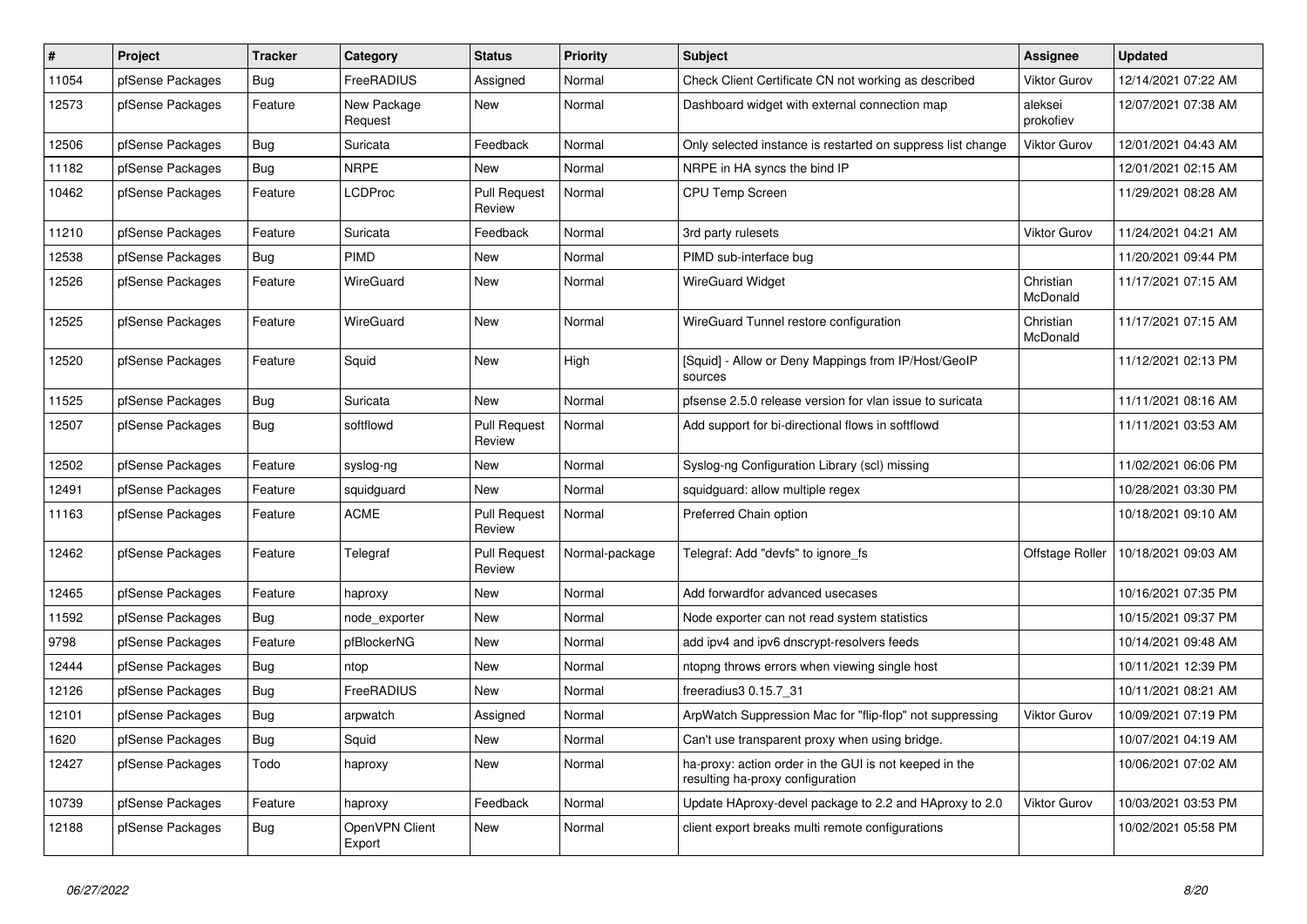| # | Project | Tracker | Category | Status | Priority | Subject | Assignee | Updated |
|---|---|---|---|---|---|---|---|---|
| 11054 | pfSense Packages | Bug | FreeRADIUS | Assigned | Normal | Check Client Certificate CN not working as described | Viktor Gurov | 12/14/2021 07:22 AM |
| 12573 | pfSense Packages | Feature | New Package Request | New | Normal | Dashboard widget with external connection map | aleksei prokofiev | 12/07/2021 07:38 AM |
| 12506 | pfSense Packages | Bug | Suricata | Feedback | Normal | Only selected instance is restarted on suppress list change | Viktor Gurov | 12/01/2021 04:43 AM |
| 11182 | pfSense Packages | Bug | NRPE | New | Normal | NRPE in HA syncs the bind IP | | 12/01/2021 02:15 AM |
| 10462 | pfSense Packages | Feature | LCDProc | Pull Request Review | Normal | CPU Temp Screen | | 11/29/2021 08:28 AM |
| 11210 | pfSense Packages | Feature | Suricata | Feedback | Normal | 3rd party rulesets | Viktor Gurov | 11/24/2021 04:21 AM |
| 12538 | pfSense Packages | Bug | PIMD | New | Normal | PIMD sub-interface bug | | 11/20/2021 09:44 PM |
| 12526 | pfSense Packages | Feature | WireGuard | New | Normal | WireGuard Widget | Christian McDonald | 11/17/2021 07:15 AM |
| 12525 | pfSense Packages | Feature | WireGuard | New | Normal | WireGuard Tunnel restore configuration | Christian McDonald | 11/17/2021 07:15 AM |
| 12520 | pfSense Packages | Feature | Squid | New | High | [Squid] - Allow or Deny Mappings from IP/Host/GeoIP sources | | 11/12/2021 02:13 PM |
| 11525 | pfSense Packages | Bug | Suricata | New | Normal | pfsense 2.5.0 release version for vlan issue to suricata | | 11/11/2021 08:16 AM |
| 12507 | pfSense Packages | Bug | softflowd | Pull Request Review | Normal | Add support for bi-directional flows in softflowd | | 11/11/2021 03:53 AM |
| 12502 | pfSense Packages | Feature | syslog-ng | New | Normal | Syslog-ng Configuration Library (scl) missing | | 11/02/2021 06:06 PM |
| 12491 | pfSense Packages | Feature | squidguard | New | Normal | squidguard: allow multiple regex | | 10/28/2021 03:30 PM |
| 11163 | pfSense Packages | Feature | ACME | Pull Request Review | Normal | Preferred Chain option | | 10/18/2021 09:10 AM |
| 12462 | pfSense Packages | Feature | Telegraf | Pull Request Review | Normal-package | Telegraf: Add "devfs" to ignore_fs | Offstage Roller | 10/18/2021 09:03 AM |
| 12465 | pfSense Packages | Feature | haproxy | New | Normal | Add forwardfor advanced usecases | | 10/16/2021 07:35 PM |
| 11592 | pfSense Packages | Bug | node_exporter | New | Normal | Node exporter can not read system statistics | | 10/15/2021 09:37 PM |
| 9798 | pfSense Packages | Feature | pfBlockerNG | New | Normal | add ipv4 and ipv6 dnscrypt-resolvers feeds | | 10/14/2021 09:48 AM |
| 12444 | pfSense Packages | Bug | ntop | New | Normal | ntopng throws errors when viewing single host | | 10/11/2021 12:39 PM |
| 12126 | pfSense Packages | Bug | FreeRADIUS | New | Normal | freeradius3 0.15.7_31 | | 10/11/2021 08:21 AM |
| 12101 | pfSense Packages | Bug | arpwatch | Assigned | Normal | ArpWatch Suppression Mac for "flip-flop" not suppressing | Viktor Gurov | 10/09/2021 07:19 PM |
| 1620 | pfSense Packages | Bug | Squid | New | Normal | Can't use transparent proxy when using bridge. | | 10/07/2021 04:19 AM |
| 12427 | pfSense Packages | Todo | haproxy | New | Normal | ha-proxy: action order in the GUI is not keeped in the resulting ha-proxy configuration | | 10/06/2021 07:02 AM |
| 10739 | pfSense Packages | Feature | haproxy | Feedback | Normal | Update HAproxy-devel package to 2.2 and HAproxy to 2.0 | Viktor Gurov | 10/03/2021 03:53 PM |
| 12188 | pfSense Packages | Bug | OpenVPN Client Export | New | Normal | client export breaks multi remote configurations | | 10/02/2021 05:58 PM |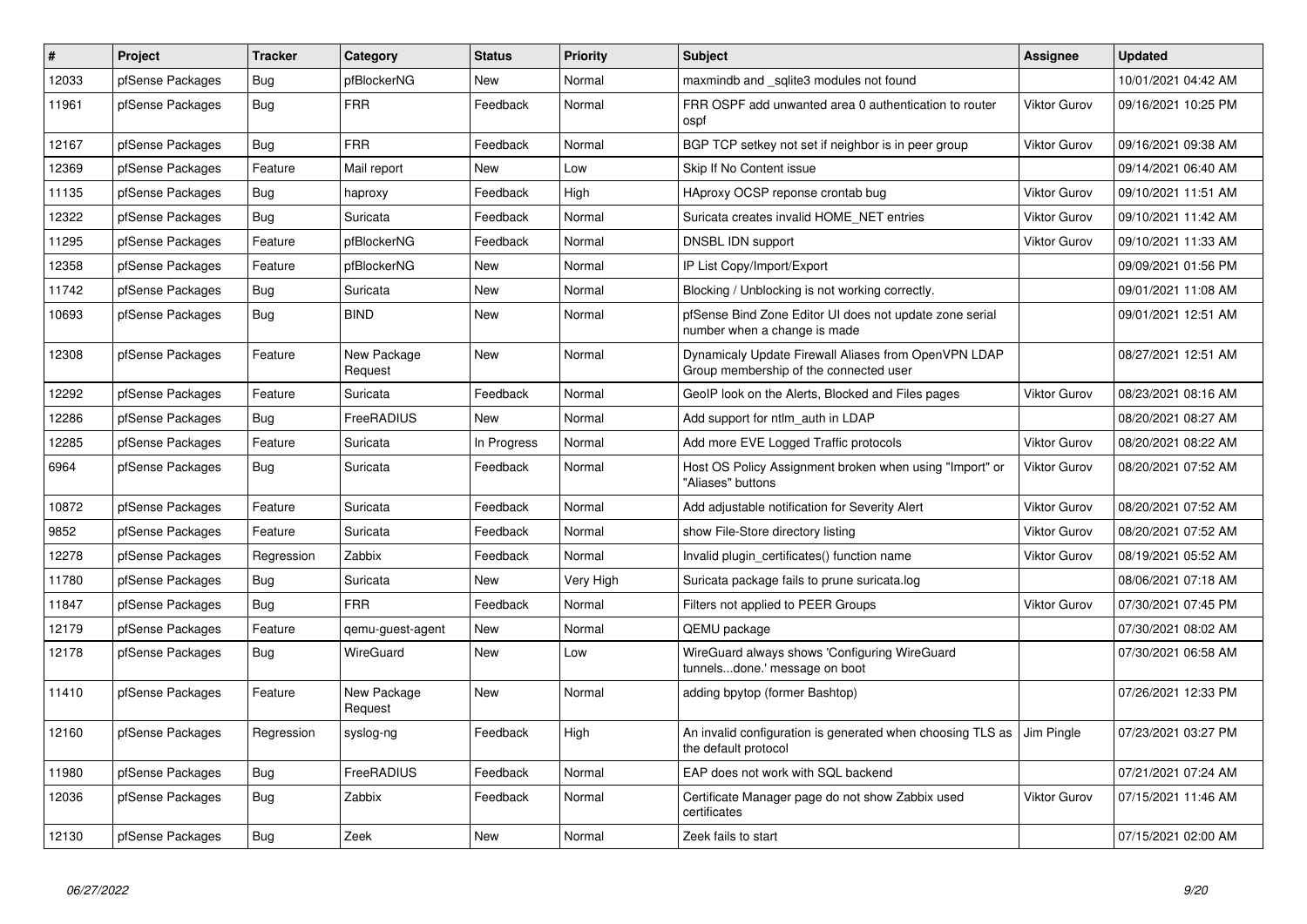| # | Project | Tracker | Category | Status | Priority | Subject | Assignee | Updated |
|---|---|---|---|---|---|---|---|---|
| 12033 | pfSense Packages | Bug | pfBlockerNG | New | Normal | maxmindb and _sqlite3 modules not found | | 10/01/2021 04:42 AM |
| 11961 | pfSense Packages | Bug | FRR | Feedback | Normal | FRR OSPF add unwanted area 0 authentication to router ospf | Viktor Gurov | 09/16/2021 10:25 PM |
| 12167 | pfSense Packages | Bug | FRR | Feedback | Normal | BGP TCP setkey not set if neighbor is in peer group | Viktor Gurov | 09/16/2021 09:38 AM |
| 12369 | pfSense Packages | Feature | Mail report | New | Low | Skip If No Content issue | | 09/14/2021 06:40 AM |
| 11135 | pfSense Packages | Bug | haproxy | Feedback | High | HAproxy OCSP reponse crontab bug | Viktor Gurov | 09/10/2021 11:51 AM |
| 12322 | pfSense Packages | Bug | Suricata | Feedback | Normal | Suricata creates invalid HOME_NET entries | Viktor Gurov | 09/10/2021 11:42 AM |
| 11295 | pfSense Packages | Feature | pfBlockerNG | Feedback | Normal | DNSBL IDN support | Viktor Gurov | 09/10/2021 11:33 AM |
| 12358 | pfSense Packages | Feature | pfBlockerNG | New | Normal | IP List Copy/Import/Export | | 09/09/2021 01:56 PM |
| 11742 | pfSense Packages | Bug | Suricata | New | Normal | Blocking / Unblocking is not working correctly. | | 09/01/2021 11:08 AM |
| 10693 | pfSense Packages | Bug | BIND | New | Normal | pfSense Bind Zone Editor UI does not update zone serial number when a change is made | | 09/01/2021 12:51 AM |
| 12308 | pfSense Packages | Feature | New Package Request | New | Normal | Dynamicaly Update Firewall Aliases from OpenVPN LDAP Group membership of the connected user | | 08/27/2021 12:51 AM |
| 12292 | pfSense Packages | Feature | Suricata | Feedback | Normal | GeoIP look on the Alerts, Blocked and Files pages | Viktor Gurov | 08/23/2021 08:16 AM |
| 12286 | pfSense Packages | Bug | FreeRADIUS | New | Normal | Add support for ntlm_auth in LDAP | | 08/20/2021 08:27 AM |
| 12285 | pfSense Packages | Feature | Suricata | In Progress | Normal | Add more EVE Logged Traffic protocols | Viktor Gurov | 08/20/2021 08:22 AM |
| 6964 | pfSense Packages | Bug | Suricata | Feedback | Normal | Host OS Policy Assignment broken when using "Import" or "Aliases" buttons | Viktor Gurov | 08/20/2021 07:52 AM |
| 10872 | pfSense Packages | Feature | Suricata | Feedback | Normal | Add adjustable notification for Severity Alert | Viktor Gurov | 08/20/2021 07:52 AM |
| 9852 | pfSense Packages | Feature | Suricata | Feedback | Normal | show File-Store directory listing | Viktor Gurov | 08/20/2021 07:52 AM |
| 12278 | pfSense Packages | Regression | Zabbix | Feedback | Normal | Invalid plugin_certificates() function name | Viktor Gurov | 08/19/2021 05:52 AM |
| 11780 | pfSense Packages | Bug | Suricata | New | Very High | Suricata package fails to prune suricata.log | | 08/06/2021 07:18 AM |
| 11847 | pfSense Packages | Bug | FRR | Feedback | Normal | Filters not applied to PEER Groups | Viktor Gurov | 07/30/2021 07:45 PM |
| 12179 | pfSense Packages | Feature | qemu-guest-agent | New | Normal | QEMU package | | 07/30/2021 08:02 AM |
| 12178 | pfSense Packages | Bug | WireGuard | New | Low | WireGuard always shows 'Configuring WireGuard tunnels...done.' message on boot | | 07/30/2021 06:58 AM |
| 11410 | pfSense Packages | Feature | New Package Request | New | Normal | adding bpytop (former Bashtop) | | 07/26/2021 12:33 PM |
| 12160 | pfSense Packages | Regression | syslog-ng | Feedback | High | An invalid configuration is generated when choosing TLS as the default protocol | Jim Pingle | 07/23/2021 03:27 PM |
| 11980 | pfSense Packages | Bug | FreeRADIUS | Feedback | Normal | EAP does not work with SQL backend | | 07/21/2021 07:24 AM |
| 12036 | pfSense Packages | Bug | Zabbix | Feedback | Normal | Certificate Manager page do not show Zabbix used certificates | Viktor Gurov | 07/15/2021 11:46 AM |
| 12130 | pfSense Packages | Bug | Zeek | New | Normal | Zeek fails to start | | 07/15/2021 02:00 AM |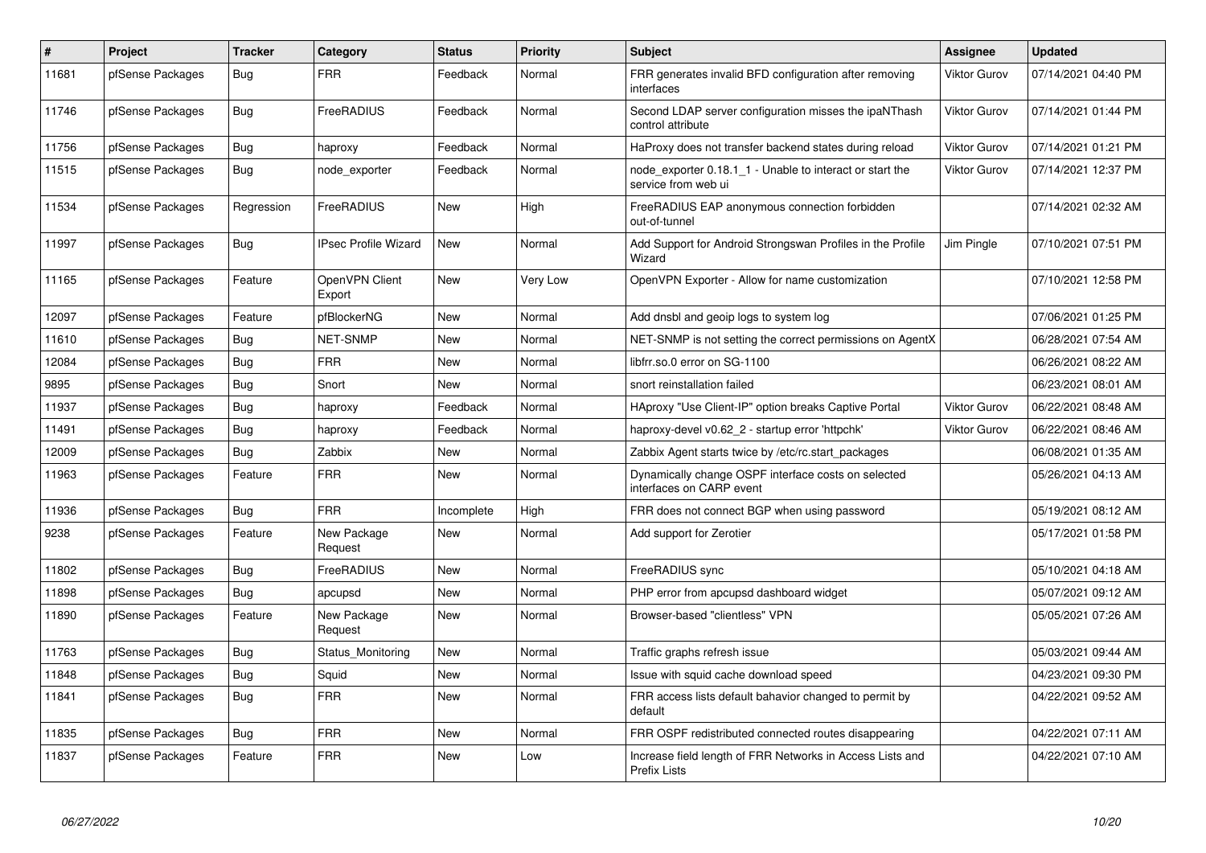| # | Project | Tracker | Category | Status | Priority | Subject | Assignee | Updated |
|---|---|---|---|---|---|---|---|---|
| 11681 | pfSense Packages | Bug | FRR | Feedback | Normal | FRR generates invalid BFD configuration after removing interfaces | Viktor Gurov | 07/14/2021 04:40 PM |
| 11746 | pfSense Packages | Bug | FreeRADIUS | Feedback | Normal | Second LDAP server configuration misses the ipaNThash control attribute | Viktor Gurov | 07/14/2021 01:44 PM |
| 11756 | pfSense Packages | Bug | haproxy | Feedback | Normal | HaProxy does not transfer backend states during reload | Viktor Gurov | 07/14/2021 01:21 PM |
| 11515 | pfSense Packages | Bug | node_exporter | Feedback | Normal | node_exporter 0.18.1_1 - Unable to interact or start the service from web ui | Viktor Gurov | 07/14/2021 12:37 PM |
| 11534 | pfSense Packages | Regression | FreeRADIUS | New | High | FreeRADIUS EAP anonymous connection forbidden out-of-tunnel | | 07/14/2021 02:32 AM |
| 11997 | pfSense Packages | Bug | IPsec Profile Wizard | New | Normal | Add Support for Android Strongswan Profiles in the Profile Wizard | Jim Pingle | 07/10/2021 07:51 PM |
| 11165 | pfSense Packages | Feature | OpenVPN Client Export | New | Very Low | OpenVPN Exporter - Allow for name customization | | 07/10/2021 12:58 PM |
| 12097 | pfSense Packages | Feature | pfBlockerNG | New | Normal | Add dnsbl and geoip logs to system log | | 07/06/2021 01:25 PM |
| 11610 | pfSense Packages | Bug | NET-SNMP | New | Normal | NET-SNMP is not setting the correct permissions on AgentX | | 06/28/2021 07:54 AM |
| 12084 | pfSense Packages | Bug | FRR | New | Normal | libfrr.so.0 error on SG-1100 | | 06/26/2021 08:22 AM |
| 9895 | pfSense Packages | Bug | Snort | New | Normal | snort reinstallation failed | | 06/23/2021 08:01 AM |
| 11937 | pfSense Packages | Bug | haproxy | Feedback | Normal | HAproxy "Use Client-IP" option breaks Captive Portal | Viktor Gurov | 06/22/2021 08:48 AM |
| 11491 | pfSense Packages | Bug | haproxy | Feedback | Normal | haproxy-devel v0.62_2 - startup error 'httpchk' | Viktor Gurov | 06/22/2021 08:46 AM |
| 12009 | pfSense Packages | Bug | Zabbix | New | Normal | Zabbix Agent starts twice by /etc/rc.start_packages | | 06/08/2021 01:35 AM |
| 11963 | pfSense Packages | Feature | FRR | New | Normal | Dynamically change OSPF interface costs on selected interfaces on CARP event | | 05/26/2021 04:13 AM |
| 11936 | pfSense Packages | Bug | FRR | Incomplete | High | FRR does not connect BGP when using password | | 05/19/2021 08:12 AM |
| 9238 | pfSense Packages | Feature | New Package Request | New | Normal | Add support for Zerotier | | 05/17/2021 01:58 PM |
| 11802 | pfSense Packages | Bug | FreeRADIUS | New | Normal | FreeRADIUS sync | | 05/10/2021 04:18 AM |
| 11898 | pfSense Packages | Bug | apcupsd | New | Normal | PHP error from apcupsd dashboard widget | | 05/07/2021 09:12 AM |
| 11890 | pfSense Packages | Feature | New Package Request | New | Normal | Browser-based "clientless" VPN | | 05/05/2021 07:26 AM |
| 11763 | pfSense Packages | Bug | Status_Monitoring | New | Normal | Traffic graphs refresh issue | | 05/03/2021 09:44 AM |
| 11848 | pfSense Packages | Bug | Squid | New | Normal | Issue with squid cache download speed | | 04/23/2021 09:30 PM |
| 11841 | pfSense Packages | Bug | FRR | New | Normal | FRR access lists default bahavior changed to permit by default | | 04/22/2021 09:52 AM |
| 11835 | pfSense Packages | Bug | FRR | New | Normal | FRR OSPF redistributed connected routes disappearing | | 04/22/2021 07:11 AM |
| 11837 | pfSense Packages | Feature | FRR | New | Low | Increase field length of FRR Networks in Access Lists and Prefix Lists | | 04/22/2021 07:10 AM |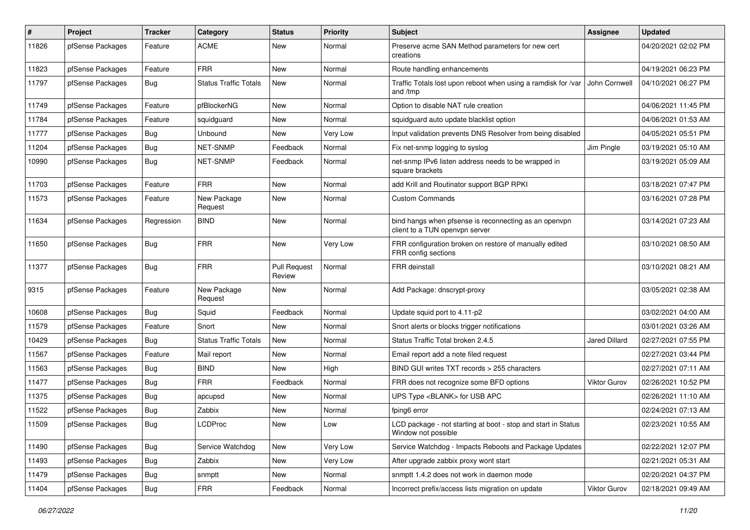| # | Project | Tracker | Category | Status | Priority | Subject | Assignee | Updated |
|---|---|---|---|---|---|---|---|---|
| 11826 | pfSense Packages | Feature | ACME | New | Normal | Preserve acme SAN Method parameters for new cert creations | | 04/20/2021 02:02 PM |
| 11823 | pfSense Packages | Feature | FRR | New | Normal | Route handling enhancements | | 04/19/2021 06:23 PM |
| 11797 | pfSense Packages | Bug | Status Traffic Totals | New | Normal | Traffic Totals lost upon reboot when using a ramdisk for /var and /tmp | John Cornwell | 04/10/2021 06:27 PM |
| 11749 | pfSense Packages | Feature | pfBlockerNG | New | Normal | Option to disable NAT rule creation | | 04/06/2021 11:45 PM |
| 11784 | pfSense Packages | Feature | squidguard | New | Normal | squidguard auto update blacklist option | | 04/06/2021 01:53 AM |
| 11777 | pfSense Packages | Bug | Unbound | New | Very Low | Input validation prevents DNS Resolver from being disabled | | 04/05/2021 05:51 PM |
| 11204 | pfSense Packages | Bug | NET-SNMP | Feedback | Normal | Fix net-snmp logging to syslog | Jim Pingle | 03/19/2021 05:10 AM |
| 10990 | pfSense Packages | Bug | NET-SNMP | Feedback | Normal | net-snmp IPv6 listen address needs to be wrapped in square brackets | | 03/19/2021 05:09 AM |
| 11703 | pfSense Packages | Feature | FRR | New | Normal | add Krill and Routinator support BGP RPKI | | 03/18/2021 07:47 PM |
| 11573 | pfSense Packages | Feature | New Package Request | New | Normal | Custom Commands | | 03/16/2021 07:28 PM |
| 11634 | pfSense Packages | Regression | BIND | New | Normal | bind hangs when pfsense is reconnecting as an openvpn client to a TUN openvpn server | | 03/14/2021 07:23 AM |
| 11650 | pfSense Packages | Bug | FRR | New | Very Low | FRR configuration broken on restore of manually edited FRR config sections | | 03/10/2021 08:50 AM |
| 11377 | pfSense Packages | Bug | FRR | Pull Request Review | Normal | FRR deinstall | | 03/10/2021 08:21 AM |
| 9315 | pfSense Packages | Feature | New Package Request | New | Normal | Add Package: dnscrypt-proxy | | 03/05/2021 02:38 AM |
| 10608 | pfSense Packages | Bug | Squid | Feedback | Normal | Update squid port to 4.11-p2 | | 03/02/2021 04:00 AM |
| 11579 | pfSense Packages | Feature | Snort | New | Normal | Snort alerts or blocks trigger notifications | | 03/01/2021 03:26 AM |
| 10429 | pfSense Packages | Bug | Status Traffic Totals | New | Normal | Status Traffic Total broken 2.4.5 | Jared Dillard | 02/27/2021 07:55 PM |
| 11567 | pfSense Packages | Feature | Mail report | New | Normal | Email report add a note filed request | | 02/27/2021 03:44 PM |
| 11563 | pfSense Packages | Bug | BIND | New | High | BIND GUI writes TXT records > 255 characters | | 02/27/2021 07:11 AM |
| 11477 | pfSense Packages | Bug | FRR | Feedback | Normal | FRR does not recognize some BFD options | Viktor Gurov | 02/26/2021 10:52 PM |
| 11375 | pfSense Packages | Bug | apcupsd | New | Normal | UPS Type <BLANK> for USB APC | | 02/26/2021 11:10 AM |
| 11522 | pfSense Packages | Bug | Zabbix | New | Normal | fping6 error | | 02/24/2021 07:13 AM |
| 11509 | pfSense Packages | Bug | LCDProc | New | Low | LCD package - not starting at boot - stop and start in Status Window not possible | | 02/23/2021 10:55 AM |
| 11490 | pfSense Packages | Bug | Service Watchdog | New | Very Low | Service Watchdog - Impacts Reboots and Package Updates | | 02/22/2021 12:07 PM |
| 11493 | pfSense Packages | Bug | Zabbix | New | Very Low | After upgrade zabbix proxy wont start | | 02/21/2021 05:31 AM |
| 11479 | pfSense Packages | Bug | snmptt | New | Normal | snmptt 1.4.2 does not work in daemon mode | | 02/20/2021 04:37 PM |
| 11404 | pfSense Packages | Bug | FRR | Feedback | Normal | Incorrect prefix/access lists migration on update | Viktor Gurov | 02/18/2021 09:49 AM |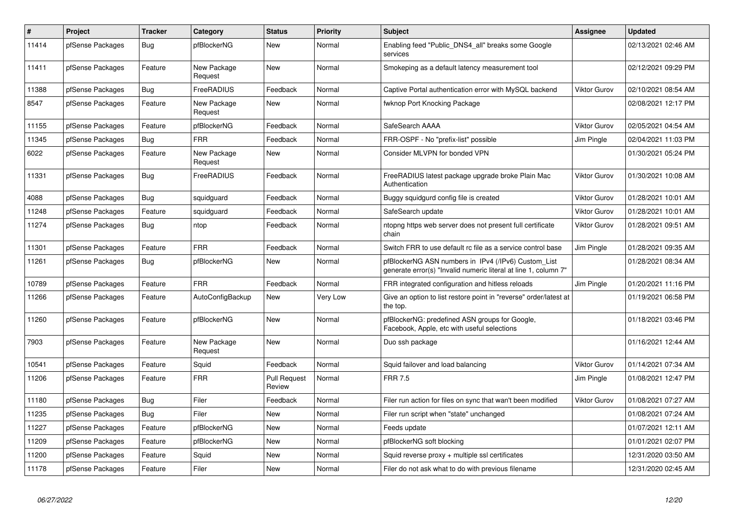| # | Project | Tracker | Category | Status | Priority | Subject | Assignee | Updated |
|---|---|---|---|---|---|---|---|---|
| 11414 | pfSense Packages | Bug | pfBlockerNG | New | Normal | Enabling feed "Public_DNS4_all" breaks some Google services | | 02/13/2021 02:46 AM |
| 11411 | pfSense Packages | Feature | New Package Request | New | Normal | Smokeping as a default latency measurement tool | | 02/12/2021 09:29 PM |
| 11388 | pfSense Packages | Bug | FreeRADIUS | Feedback | Normal | Captive Portal authentication error with MySQL backend | Viktor Gurov | 02/10/2021 08:54 AM |
| 8547 | pfSense Packages | Feature | New Package Request | New | Normal | fwknop Port Knocking Package | | 02/08/2021 12:17 PM |
| 11155 | pfSense Packages | Feature | pfBlockerNG | Feedback | Normal | SafeSearch AAAA | Viktor Gurov | 02/05/2021 04:54 AM |
| 11345 | pfSense Packages | Bug | FRR | Feedback | Normal | FRR-OSPF - No "prefix-list" possible | Jim Pingle | 02/04/2021 11:03 PM |
| 6022 | pfSense Packages | Feature | New Package Request | New | Normal | Consider MLVPN for bonded VPN | | 01/30/2021 05:24 PM |
| 11331 | pfSense Packages | Bug | FreeRADIUS | Feedback | Normal | FreeRADIUS latest package upgrade broke Plain Mac Authentication | Viktor Gurov | 01/30/2021 10:08 AM |
| 4088 | pfSense Packages | Bug | squidguard | Feedback | Normal | Buggy squidgurd config file is created | Viktor Gurov | 01/28/2021 10:01 AM |
| 11248 | pfSense Packages | Feature | squidguard | Feedback | Normal | SafeSearch update | Viktor Gurov | 01/28/2021 10:01 AM |
| 11274 | pfSense Packages | Bug | ntop | Feedback | Normal | ntopng https web server does not present full certificate chain | Viktor Gurov | 01/28/2021 09:51 AM |
| 11301 | pfSense Packages | Feature | FRR | Feedback | Normal | Switch FRR to use default rc file as a service control base | Jim Pingle | 01/28/2021 09:35 AM |
| 11261 | pfSense Packages | Bug | pfBlockerNG | New | Normal | pfBlockerNG ASN numbers in IPv4 (/IPv6) Custom_List generate error(s) "Invalid numeric literal at line 1, column 7" | | 01/28/2021 08:34 AM |
| 10789 | pfSense Packages | Feature | FRR | Feedback | Normal | FRR integrated configuration and hitless reloads | Jim Pingle | 01/20/2021 11:16 PM |
| 11266 | pfSense Packages | Feature | AutoConfigBackup | New | Very Low | Give an option to list restore point in "reverse" order/latest at the top. | | 01/19/2021 06:58 PM |
| 11260 | pfSense Packages | Feature | pfBlockerNG | New | Normal | pfBlockerNG: predefined ASN groups for Google, Facebook, Apple, etc with useful selections | | 01/18/2021 03:46 PM |
| 7903 | pfSense Packages | Feature | New Package Request | New | Normal | Duo ssh package | | 01/16/2021 12:44 AM |
| 10541 | pfSense Packages | Feature | Squid | Feedback | Normal | Squid failover and load balancing | Viktor Gurov | 01/14/2021 07:34 AM |
| 11206 | pfSense Packages | Feature | FRR | Pull Request Review | Normal | FRR 7.5 | Jim Pingle | 01/08/2021 12:47 PM |
| 11180 | pfSense Packages | Bug | Filer | Feedback | Normal | Filer run action for files on sync that wan't been modified | Viktor Gurov | 01/08/2021 07:27 AM |
| 11235 | pfSense Packages | Bug | Filer | New | Normal | Filer run script when "state" unchanged | | 01/08/2021 07:24 AM |
| 11227 | pfSense Packages | Feature | pfBlockerNG | New | Normal | Feeds update | | 01/07/2021 12:11 AM |
| 11209 | pfSense Packages | Feature | pfBlockerNG | New | Normal | pfBlockerNG soft blocking | | 01/01/2021 02:07 PM |
| 11200 | pfSense Packages | Feature | Squid | New | Normal | Squid reverse proxy + multiple ssl certificates | | 12/31/2020 03:50 AM |
| 11178 | pfSense Packages | Feature | Filer | New | Normal | Filer do not ask what to do with previous filename | | 12/31/2020 02:45 AM |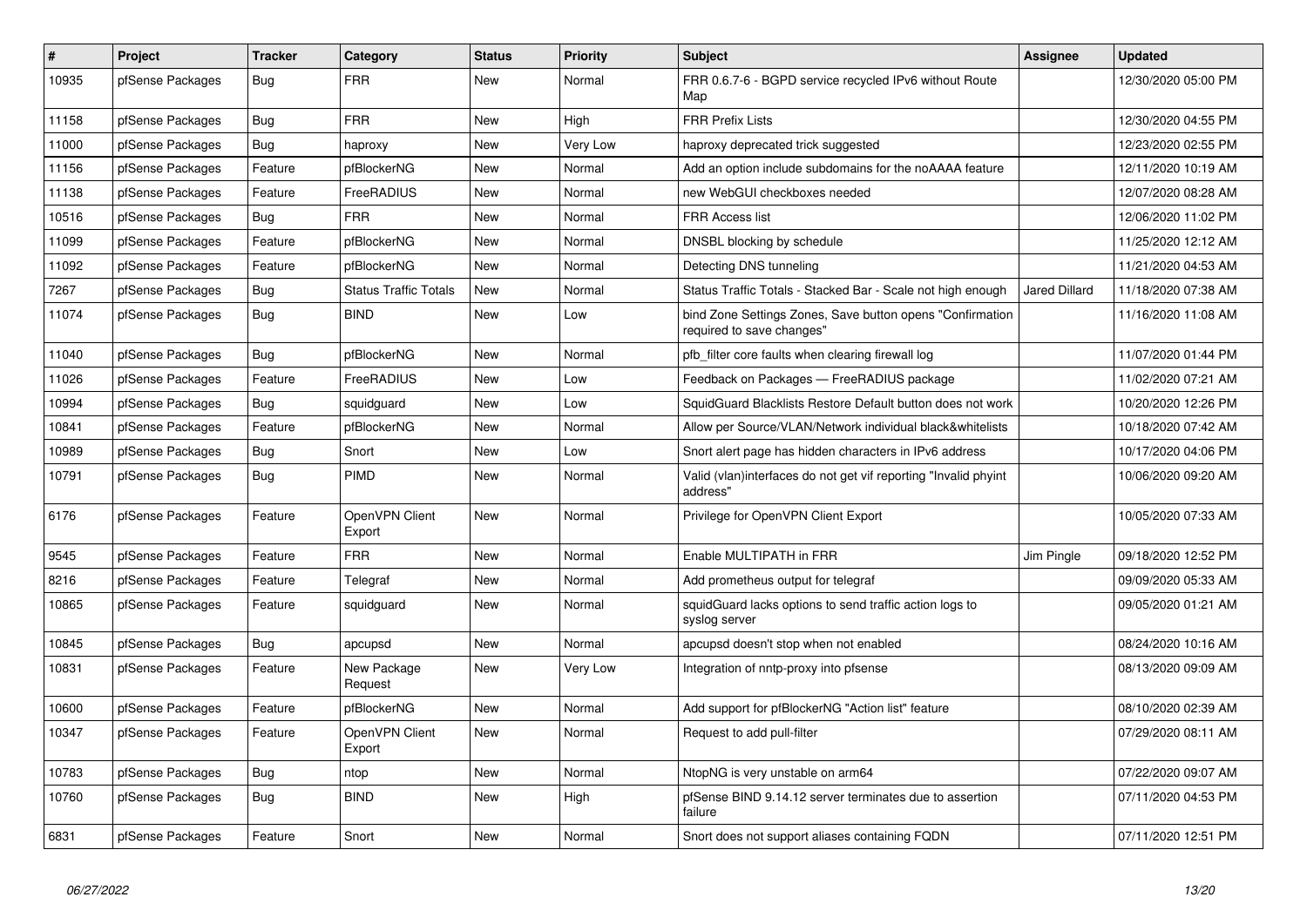| # | Project | Tracker | Category | Status | Priority | Subject | Assignee | Updated |
|---|---|---|---|---|---|---|---|---|
| 10935 | pfSense Packages | Bug | FRR | New | Normal | FRR 0.6.7-6 - BGPD service recycled IPv6 without Route Map | | 12/30/2020 05:00 PM |
| 11158 | pfSense Packages | Bug | FRR | New | High | FRR Prefix Lists | | 12/30/2020 04:55 PM |
| 11000 | pfSense Packages | Bug | haproxy | New | Very Low | haproxy deprecated trick suggested | | 12/23/2020 02:55 PM |
| 11156 | pfSense Packages | Feature | pfBlockerNG | New | Normal | Add an option include subdomains for the noAAAA feature | | 12/11/2020 10:19 AM |
| 11138 | pfSense Packages | Feature | FreeRADIUS | New | Normal | new WebGUI checkboxes needed | | 12/07/2020 08:28 AM |
| 10516 | pfSense Packages | Bug | FRR | New | Normal | FRR Access list | | 12/06/2020 11:02 PM |
| 11099 | pfSense Packages | Feature | pfBlockerNG | New | Normal | DNSBL blocking by schedule | | 11/25/2020 12:12 AM |
| 11092 | pfSense Packages | Feature | pfBlockerNG | New | Normal | Detecting DNS tunneling | | 11/21/2020 04:53 AM |
| 7267 | pfSense Packages | Bug | Status Traffic Totals | New | Normal | Status Traffic Totals - Stacked Bar - Scale not high enough | Jared Dillard | 11/18/2020 07:38 AM |
| 11074 | pfSense Packages | Bug | BIND | New | Low | bind Zone Settings Zones, Save button opens "Confirmation required to save changes" | | 11/16/2020 11:08 AM |
| 11040 | pfSense Packages | Bug | pfBlockerNG | New | Normal | pfb_filter core faults when clearing firewall log | | 11/07/2020 01:44 PM |
| 11026 | pfSense Packages | Feature | FreeRADIUS | New | Low | Feedback on Packages — FreeRADIUS package | | 11/02/2020 07:21 AM |
| 10994 | pfSense Packages | Bug | squidguard | New | Low | SquidGuard Blacklists Restore Default button does not work | | 10/20/2020 12:26 PM |
| 10841 | pfSense Packages | Feature | pfBlockerNG | New | Normal | Allow per Source/VLAN/Network individual black&whitelists | | 10/18/2020 07:42 AM |
| 10989 | pfSense Packages | Bug | Snort | New | Low | Snort alert page has hidden characters in IPv6 address | | 10/17/2020 04:06 PM |
| 10791 | pfSense Packages | Bug | PIMD | New | Normal | Valid (vlan)interfaces do not get vif reporting "Invalid phyint address" | | 10/06/2020 09:20 AM |
| 6176 | pfSense Packages | Feature | OpenVPN Client Export | New | Normal | Privilege for OpenVPN Client Export | | 10/05/2020 07:33 AM |
| 9545 | pfSense Packages | Feature | FRR | New | Normal | Enable MULTIPATH in FRR | Jim Pingle | 09/18/2020 12:52 PM |
| 8216 | pfSense Packages | Feature | Telegraf | New | Normal | Add prometheus output for telegraf | | 09/09/2020 05:33 AM |
| 10865 | pfSense Packages | Feature | squidguard | New | Normal | squidGuard lacks options to send traffic action logs to syslog server | | 09/05/2020 01:21 AM |
| 10845 | pfSense Packages | Bug | apcupsd | New | Normal | apcupsd doesn't stop when not enabled | | 08/24/2020 10:16 AM |
| 10831 | pfSense Packages | Feature | New Package Request | New | Very Low | Integration of nntp-proxy into pfsense | | 08/13/2020 09:09 AM |
| 10600 | pfSense Packages | Feature | pfBlockerNG | New | Normal | Add support for pfBlockerNG "Action list" feature | | 08/10/2020 02:39 AM |
| 10347 | pfSense Packages | Feature | OpenVPN Client Export | New | Normal | Request to add pull-filter | | 07/29/2020 08:11 AM |
| 10783 | pfSense Packages | Bug | ntop | New | Normal | NtopNG is very unstable on arm64 | | 07/22/2020 09:07 AM |
| 10760 | pfSense Packages | Bug | BIND | New | High | pfSense BIND 9.14.12 server terminates due to assertion failure | | 07/11/2020 04:53 PM |
| 6831 | pfSense Packages | Feature | Snort | New | Normal | Snort does not support aliases containing FQDN | | 07/11/2020 12:51 PM |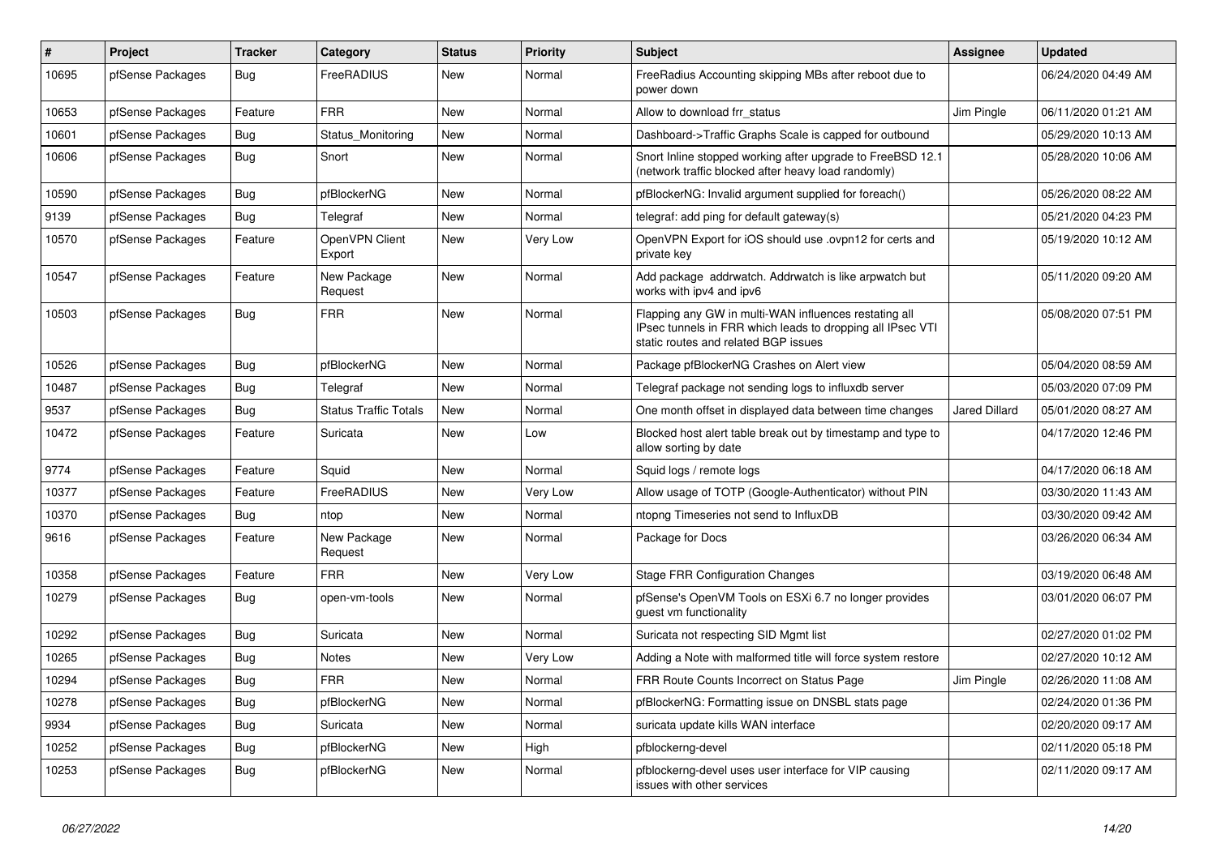| # | Project | Tracker | Category | Status | Priority | Subject | Assignee | Updated |
|---|---|---|---|---|---|---|---|---|
| 10695 | pfSense Packages | Bug | FreeRADIUS | New | Normal | FreeRadius Accounting skipping MBs after reboot due to power down | | 06/24/2020 04:49 AM |
| 10653 | pfSense Packages | Feature | FRR | New | Normal | Allow to download frr_status | Jim Pingle | 06/11/2020 01:21 AM |
| 10601 | pfSense Packages | Bug | Status_Monitoring | New | Normal | Dashboard->Traffic Graphs Scale is capped for outbound | | 05/29/2020 10:13 AM |
| 10606 | pfSense Packages | Bug | Snort | New | Normal | Snort Inline stopped working after upgrade to FreeBSD 12.1 (network traffic blocked after heavy load randomly) | | 05/28/2020 10:06 AM |
| 10590 | pfSense Packages | Bug | pfBlockerNG | New | Normal | pfBlockerNG: Invalid argument supplied for foreach() | | 05/26/2020 08:22 AM |
| 9139 | pfSense Packages | Bug | Telegraf | New | Normal | telegraf: add ping for default gateway(s) | | 05/21/2020 04:23 PM |
| 10570 | pfSense Packages | Feature | OpenVPN Client Export | New | Very Low | OpenVPN Export for iOS should use .ovpn12 for certs and private key | | 05/19/2020 10:12 AM |
| 10547 | pfSense Packages | Feature | New Package Request | New | Normal | Add package addrwatch. Addrwatch is like arpwatch but works with ipv4 and ipv6 | | 05/11/2020 09:20 AM |
| 10503 | pfSense Packages | Bug | FRR | New | Normal | Flapping any GW in multi-WAN influences restating all IPsec tunnels in FRR which leads to dropping all IPsec VTI static routes and related BGP issues | | 05/08/2020 07:51 PM |
| 10526 | pfSense Packages | Bug | pfBlockerNG | New | Normal | Package pfBlockerNG Crashes on Alert view | | 05/04/2020 08:59 AM |
| 10487 | pfSense Packages | Bug | Telegraf | New | Normal | Telegraf package not sending logs to influxdb server | | 05/03/2020 07:09 PM |
| 9537 | pfSense Packages | Bug | Status Traffic Totals | New | Normal | One month offset in displayed data between time changes | Jared Dillard | 05/01/2020 08:27 AM |
| 10472 | pfSense Packages | Feature | Suricata | New | Low | Blocked host alert table break out by timestamp and type to allow sorting by date | | 04/17/2020 12:46 PM |
| 9774 | pfSense Packages | Feature | Squid | New | Normal | Squid logs / remote logs | | 04/17/2020 06:18 AM |
| 10377 | pfSense Packages | Feature | FreeRADIUS | New | Very Low | Allow usage of TOTP (Google-Authenticator) without PIN | | 03/30/2020 11:43 AM |
| 10370 | pfSense Packages | Bug | ntop | New | Normal | ntopng Timeseries not send to InfluxDB | | 03/30/2020 09:42 AM |
| 9616 | pfSense Packages | Feature | New Package Request | New | Normal | Package for Docs | | 03/26/2020 06:34 AM |
| 10358 | pfSense Packages | Feature | FRR | New | Very Low | Stage FRR Configuration Changes | | 03/19/2020 06:48 AM |
| 10279 | pfSense Packages | Bug | open-vm-tools | New | Normal | pfSense's OpenVM Tools on ESXi 6.7 no longer provides guest vm functionality | | 03/01/2020 06:07 PM |
| 10292 | pfSense Packages | Bug | Suricata | New | Normal | Suricata not respecting SID Mgmt list | | 02/27/2020 01:02 PM |
| 10265 | pfSense Packages | Bug | Notes | New | Very Low | Adding a Note with malformed title will force system restore | | 02/27/2020 10:12 AM |
| 10294 | pfSense Packages | Bug | FRR | New | Normal | FRR Route Counts Incorrect on Status Page | Jim Pingle | 02/26/2020 11:08 AM |
| 10278 | pfSense Packages | Bug | pfBlockerNG | New | Normal | pfBlockerNG: Formatting issue on DNSBL stats page | | 02/24/2020 01:36 PM |
| 9934 | pfSense Packages | Bug | Suricata | New | Normal | suricata update kills WAN interface | | 02/20/2020 09:17 AM |
| 10252 | pfSense Packages | Bug | pfBlockerNG | New | High | pfblockerng-devel | | 02/11/2020 05:18 PM |
| 10253 | pfSense Packages | Bug | pfBlockerNG | New | Normal | pfblockerng-devel uses user interface for VIP causing issues with other services | | 02/11/2020 09:17 AM |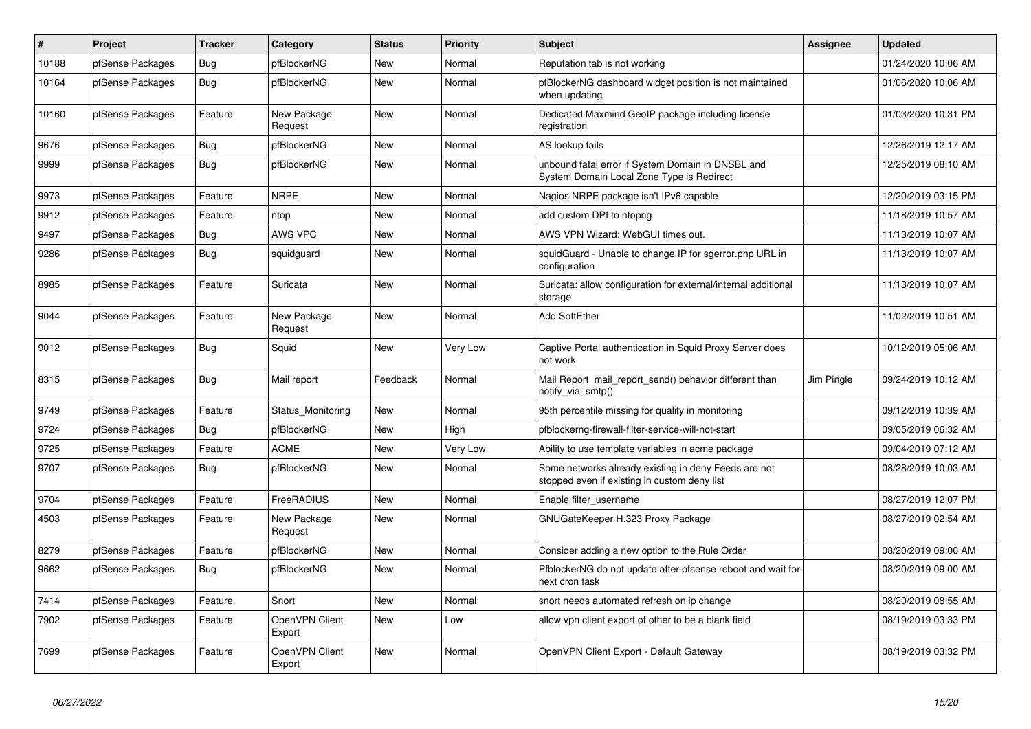| # | Project | Tracker | Category | Status | Priority | Subject | Assignee | Updated |
|---|---|---|---|---|---|---|---|---|
| 10188 | pfSense Packages | Bug | pfBlockerNG | New | Normal | Reputation tab is not working | | 01/24/2020 10:06 AM |
| 10164 | pfSense Packages | Bug | pfBlockerNG | New | Normal | pfBlockerNG dashboard widget position is not maintained when updating | | 01/06/2020 10:06 AM |
| 10160 | pfSense Packages | Feature | New Package Request | New | Normal | Dedicated Maxmind GeoIP package including license registration | | 01/03/2020 10:31 PM |
| 9676 | pfSense Packages | Bug | pfBlockerNG | New | Normal | AS lookup fails | | 12/26/2019 12:17 AM |
| 9999 | pfSense Packages | Bug | pfBlockerNG | New | Normal | unbound fatal error if System Domain in DNSBL and System Domain Local Zone Type is Redirect | | 12/25/2019 08:10 AM |
| 9973 | pfSense Packages | Feature | NRPE | New | Normal | Nagios NRPE package isn't IPv6 capable | | 12/20/2019 03:15 PM |
| 9912 | pfSense Packages | Feature | ntop | New | Normal | add custom DPI to ntopng | | 11/18/2019 10:57 AM |
| 9497 | pfSense Packages | Bug | AWS VPC | New | Normal | AWS VPN Wizard: WebGUI times out. | | 11/13/2019 10:07 AM |
| 9286 | pfSense Packages | Bug | squidguard | New | Normal | squidGuard - Unable to change IP for sgerror.php URL in configuration | | 11/13/2019 10:07 AM |
| 8985 | pfSense Packages | Feature | Suricata | New | Normal | Suricata: allow configuration for external/internal additional storage | | 11/13/2019 10:07 AM |
| 9044 | pfSense Packages | Feature | New Package Request | New | Normal | Add SoftEther | | 11/02/2019 10:51 AM |
| 9012 | pfSense Packages | Bug | Squid | New | Very Low | Captive Portal authentication in Squid Proxy Server does not work | | 10/12/2019 05:06 AM |
| 8315 | pfSense Packages | Bug | Mail report | Feedback | Normal | Mail Report mail_report_send() behavior different than notify_via_smtp() | Jim Pingle | 09/24/2019 10:12 AM |
| 9749 | pfSense Packages | Feature | Status_Monitoring | New | Normal | 95th percentile missing for quality in monitoring | | 09/12/2019 10:39 AM |
| 9724 | pfSense Packages | Bug | pfBlockerNG | New | High | pfblockerng-firewall-filter-service-will-not-start | | 09/05/2019 06:32 AM |
| 9725 | pfSense Packages | Feature | ACME | New | Very Low | Ability to use template variables in acme package | | 09/04/2019 07:12 AM |
| 9707 | pfSense Packages | Bug | pfBlockerNG | New | Normal | Some networks already existing in deny Feeds are not stopped even if existing in custom deny list | | 08/28/2019 10:03 AM |
| 9704 | pfSense Packages | Feature | FreeRADIUS | New | Normal | Enable filter_username | | 08/27/2019 12:07 PM |
| 4503 | pfSense Packages | Feature | New Package Request | New | Normal | GNUGateKeeper H.323 Proxy Package | | 08/27/2019 02:54 AM |
| 8279 | pfSense Packages | Feature | pfBlockerNG | New | Normal | Consider adding a new option to the Rule Order | | 08/20/2019 09:00 AM |
| 9662 | pfSense Packages | Bug | pfBlockerNG | New | Normal | PfblockerNG do not update after pfsense reboot and wait for next cron task | | 08/20/2019 09:00 AM |
| 7414 | pfSense Packages | Feature | Snort | New | Normal | snort needs automated refresh on ip change | | 08/20/2019 08:55 AM |
| 7902 | pfSense Packages | Feature | OpenVPN Client Export | New | Low | allow vpn client export of other to be a blank field | | 08/19/2019 03:33 PM |
| 7699 | pfSense Packages | Feature | OpenVPN Client Export | New | Normal | OpenVPN Client Export - Default Gateway | | 08/19/2019 03:32 PM |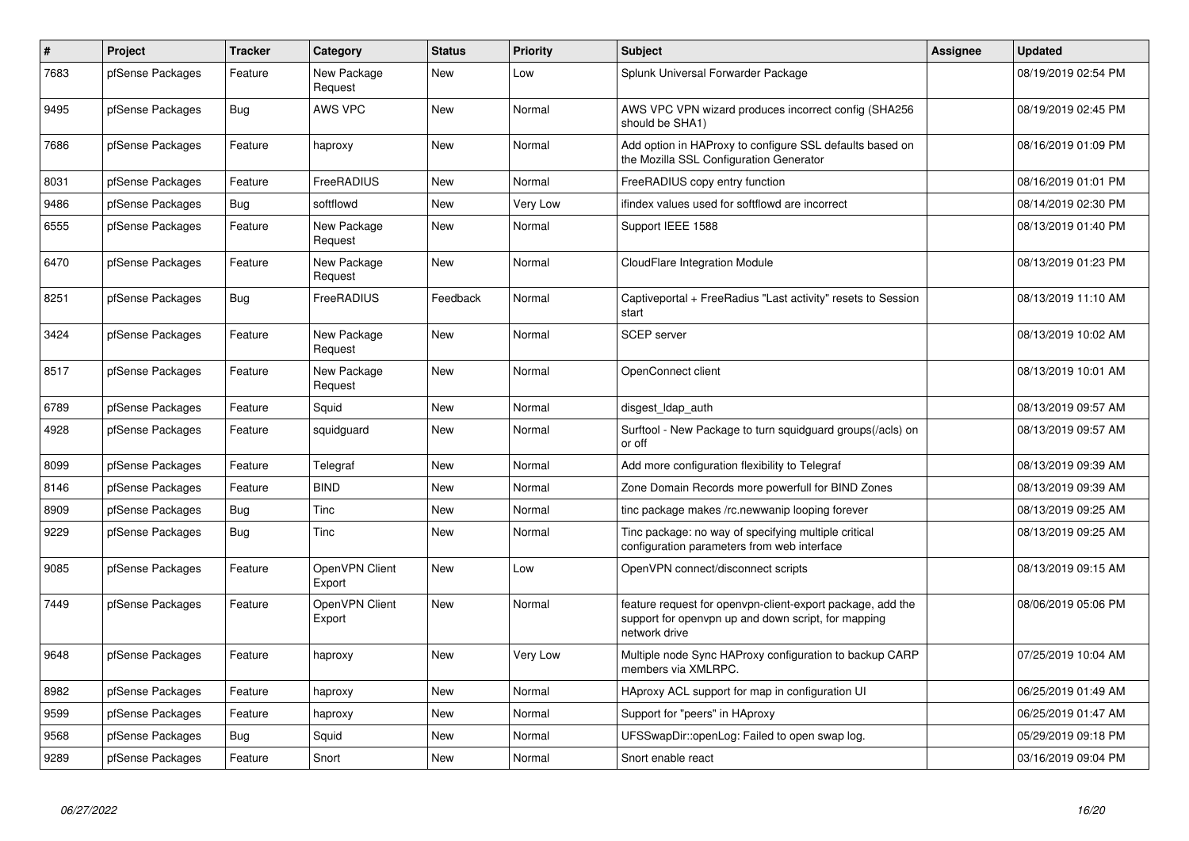| # | Project | Tracker | Category | Status | Priority | Subject | Assignee | Updated |
|---|---|---|---|---|---|---|---|---|
| 7683 | pfSense Packages | Feature | New Package Request | New | Low | Splunk Universal Forwarder Package | | 08/19/2019 02:54 PM |
| 9495 | pfSense Packages | Bug | AWS VPC | New | Normal | AWS VPC VPN wizard produces incorrect config (SHA256 should be SHA1) | | 08/19/2019 02:45 PM |
| 7686 | pfSense Packages | Feature | haproxy | New | Normal | Add option in HAProxy to configure SSL defaults based on the Mozilla SSL Configuration Generator | | 08/16/2019 01:09 PM |
| 8031 | pfSense Packages | Feature | FreeRADIUS | New | Normal | FreeRADIUS copy entry function | | 08/16/2019 01:01 PM |
| 9486 | pfSense Packages | Bug | softflowd | New | Very Low | ifindex values used for softflowd are incorrect | | 08/14/2019 02:30 PM |
| 6555 | pfSense Packages | Feature | New Package Request | New | Normal | Support IEEE 1588 | | 08/13/2019 01:40 PM |
| 6470 | pfSense Packages | Feature | New Package Request | New | Normal | CloudFlare Integration Module | | 08/13/2019 01:23 PM |
| 8251 | pfSense Packages | Bug | FreeRADIUS | Feedback | Normal | Captiveportal + FreeRadius "Last activity" resets to Session start | | 08/13/2019 11:10 AM |
| 3424 | pfSense Packages | Feature | New Package Request | New | Normal | SCEP server | | 08/13/2019 10:02 AM |
| 8517 | pfSense Packages | Feature | New Package Request | New | Normal | OpenConnect client | | 08/13/2019 10:01 AM |
| 6789 | pfSense Packages | Feature | Squid | New | Normal | disgest_ldap_auth | | 08/13/2019 09:57 AM |
| 4928 | pfSense Packages | Feature | squidguard | New | Normal | Surftool - New Package to turn squidguard groups(/acls) on or off | | 08/13/2019 09:57 AM |
| 8099 | pfSense Packages | Feature | Telegraf | New | Normal | Add more configuration flexibility to Telegraf | | 08/13/2019 09:39 AM |
| 8146 | pfSense Packages | Feature | BIND | New | Normal | Zone Domain Records more powerfull for BIND Zones | | 08/13/2019 09:39 AM |
| 8909 | pfSense Packages | Bug | Tinc | New | Normal | tinc package makes /rc.newwanip looping forever | | 08/13/2019 09:25 AM |
| 9229 | pfSense Packages | Bug | Tinc | New | Normal | Tinc package: no way of specifying multiple critical configuration parameters from web interface | | 08/13/2019 09:25 AM |
| 9085 | pfSense Packages | Feature | OpenVPN Client Export | New | Low | OpenVPN connect/disconnect scripts | | 08/13/2019 09:15 AM |
| 7449 | pfSense Packages | Feature | OpenVPN Client Export | New | Normal | feature request for openvpn-client-export package, add the support for openvpn up and down script, for mapping network drive | | 08/06/2019 05:06 PM |
| 9648 | pfSense Packages | Feature | haproxy | New | Very Low | Multiple node Sync HAProxy configuration to backup CARP members via XMLRPC. | | 07/25/2019 10:04 AM |
| 8982 | pfSense Packages | Feature | haproxy | New | Normal | HAproxy ACL support for map in configuration UI | | 06/25/2019 01:49 AM |
| 9599 | pfSense Packages | Feature | haproxy | New | Normal | Support for "peers" in HAproxy | | 06/25/2019 01:47 AM |
| 9568 | pfSense Packages | Bug | Squid | New | Normal | UFSSwapDir::openLog: Failed to open swap log. | | 05/29/2019 09:18 PM |
| 9289 | pfSense Packages | Feature | Snort | New | Normal | Snort enable react | | 03/16/2019 09:04 PM |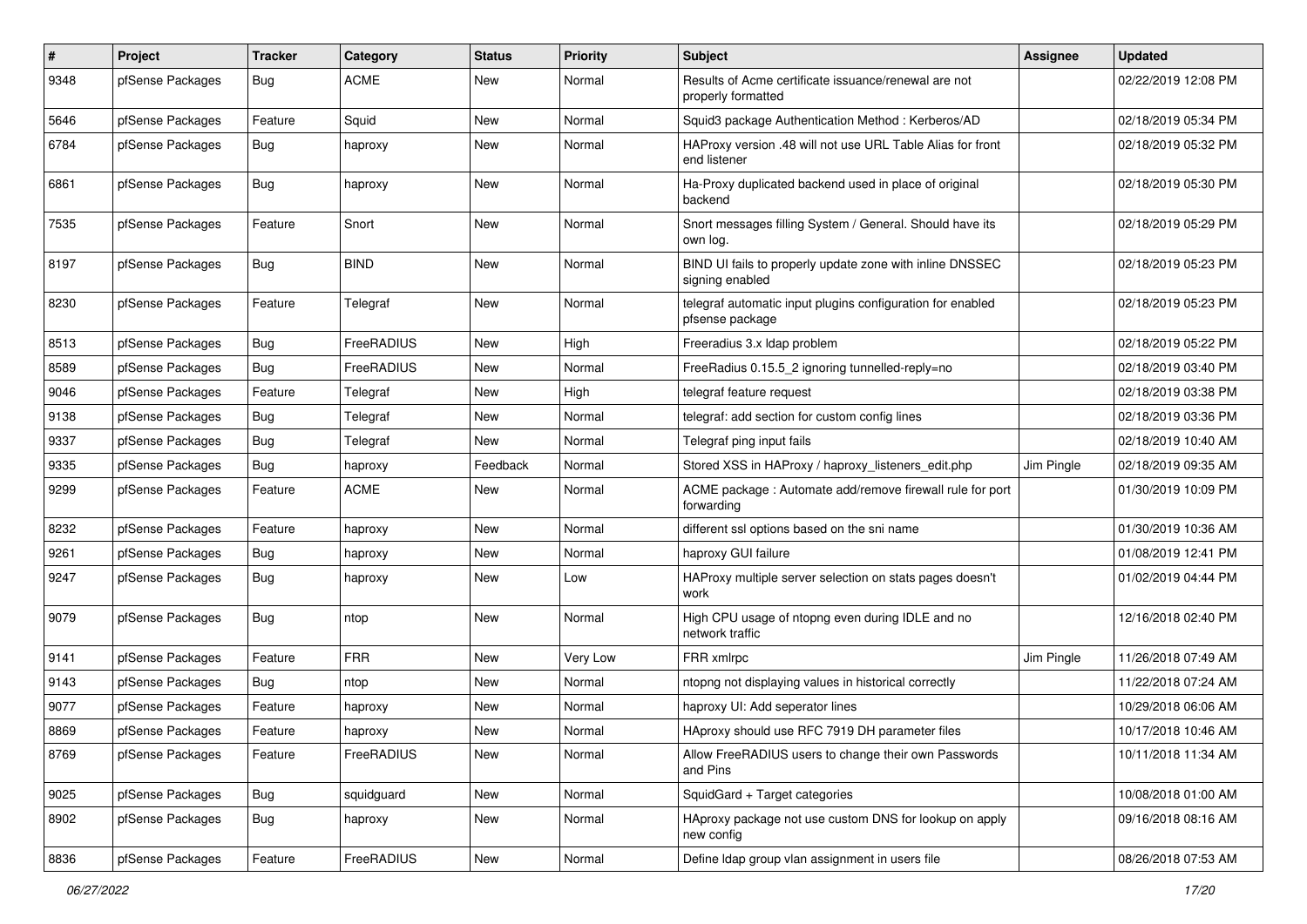| # | Project | Tracker | Category | Status | Priority | Subject | Assignee | Updated |
|---|---|---|---|---|---|---|---|---|
| 9348 | pfSense Packages | Bug | ACME | New | Normal | Results of Acme certificate issuance/renewal are not properly formatted | | 02/22/2019 12:08 PM |
| 5646 | pfSense Packages | Feature | Squid | New | Normal | Squid3 package Authentication Method : Kerberos/AD | | 02/18/2019 05:34 PM |
| 6784 | pfSense Packages | Bug | haproxy | New | Normal | HAProxy version .48 will not use URL Table Alias for front end listener | | 02/18/2019 05:32 PM |
| 6861 | pfSense Packages | Bug | haproxy | New | Normal | Ha-Proxy duplicated backend used in place of original backend | | 02/18/2019 05:30 PM |
| 7535 | pfSense Packages | Feature | Snort | New | Normal | Snort messages filling System / General. Should have its own log. | | 02/18/2019 05:29 PM |
| 8197 | pfSense Packages | Bug | BIND | New | Normal | BIND UI fails to properly update zone with inline DNSSEC signing enabled | | 02/18/2019 05:23 PM |
| 8230 | pfSense Packages | Feature | Telegraf | New | Normal | telegraf automatic input plugins configuration for enabled pfsense package | | 02/18/2019 05:23 PM |
| 8513 | pfSense Packages | Bug | FreeRADIUS | New | High | Freeradius 3.x ldap problem | | 02/18/2019 05:22 PM |
| 8589 | pfSense Packages | Bug | FreeRADIUS | New | Normal | FreeRadius 0.15.5_2 ignoring tunnelled-reply=no | | 02/18/2019 03:40 PM |
| 9046 | pfSense Packages | Feature | Telegraf | New | High | telegraf feature request | | 02/18/2019 03:38 PM |
| 9138 | pfSense Packages | Bug | Telegraf | New | Normal | telegraf: add section for custom config lines | | 02/18/2019 03:36 PM |
| 9337 | pfSense Packages | Bug | Telegraf | New | Normal | Telegraf ping input fails | | 02/18/2019 10:40 AM |
| 9335 | pfSense Packages | Bug | haproxy | Feedback | Normal | Stored XSS in HAProxy / haproxy_listeners_edit.php | Jim Pingle | 02/18/2019 09:35 AM |
| 9299 | pfSense Packages | Feature | ACME | New | Normal | ACME package : Automate add/remove firewall rule for port forwarding | | 01/30/2019 10:09 PM |
| 8232 | pfSense Packages | Feature | haproxy | New | Normal | different ssl options based on the sni name | | 01/30/2019 10:36 AM |
| 9261 | pfSense Packages | Bug | haproxy | New | Normal | haproxy GUI failure | | 01/08/2019 12:41 PM |
| 9247 | pfSense Packages | Bug | haproxy | New | Low | HAProxy multiple server selection on stats pages doesn't work | | 01/02/2019 04:44 PM |
| 9079 | pfSense Packages | Bug | ntop | New | Normal | High CPU usage of ntopng even during IDLE and no network traffic | | 12/16/2018 02:40 PM |
| 9141 | pfSense Packages | Feature | FRR | New | Very Low | FRR xmlrpc | Jim Pingle | 11/26/2018 07:49 AM |
| 9143 | pfSense Packages | Bug | ntop | New | Normal | ntopng not displaying values in historical correctly | | 11/22/2018 07:24 AM |
| 9077 | pfSense Packages | Feature | haproxy | New | Normal | haproxy UI: Add seperator lines | | 10/29/2018 06:06 AM |
| 8869 | pfSense Packages | Feature | haproxy | New | Normal | HAproxy should use RFC 7919 DH parameter files | | 10/17/2018 10:46 AM |
| 8769 | pfSense Packages | Feature | FreeRADIUS | New | Normal | Allow FreeRADIUS users to change their own Passwords and Pins | | 10/11/2018 11:34 AM |
| 9025 | pfSense Packages | Bug | squidguard | New | Normal | SquidGard + Target categories | | 10/08/2018 01:00 AM |
| 8902 | pfSense Packages | Bug | haproxy | New | Normal | HAproxy package not use custom DNS for lookup on apply new config | | 09/16/2018 08:16 AM |
| 8836 | pfSense Packages | Feature | FreeRADIUS | New | Normal | Define ldap group vlan assignment in users file | | 08/26/2018 07:53 AM |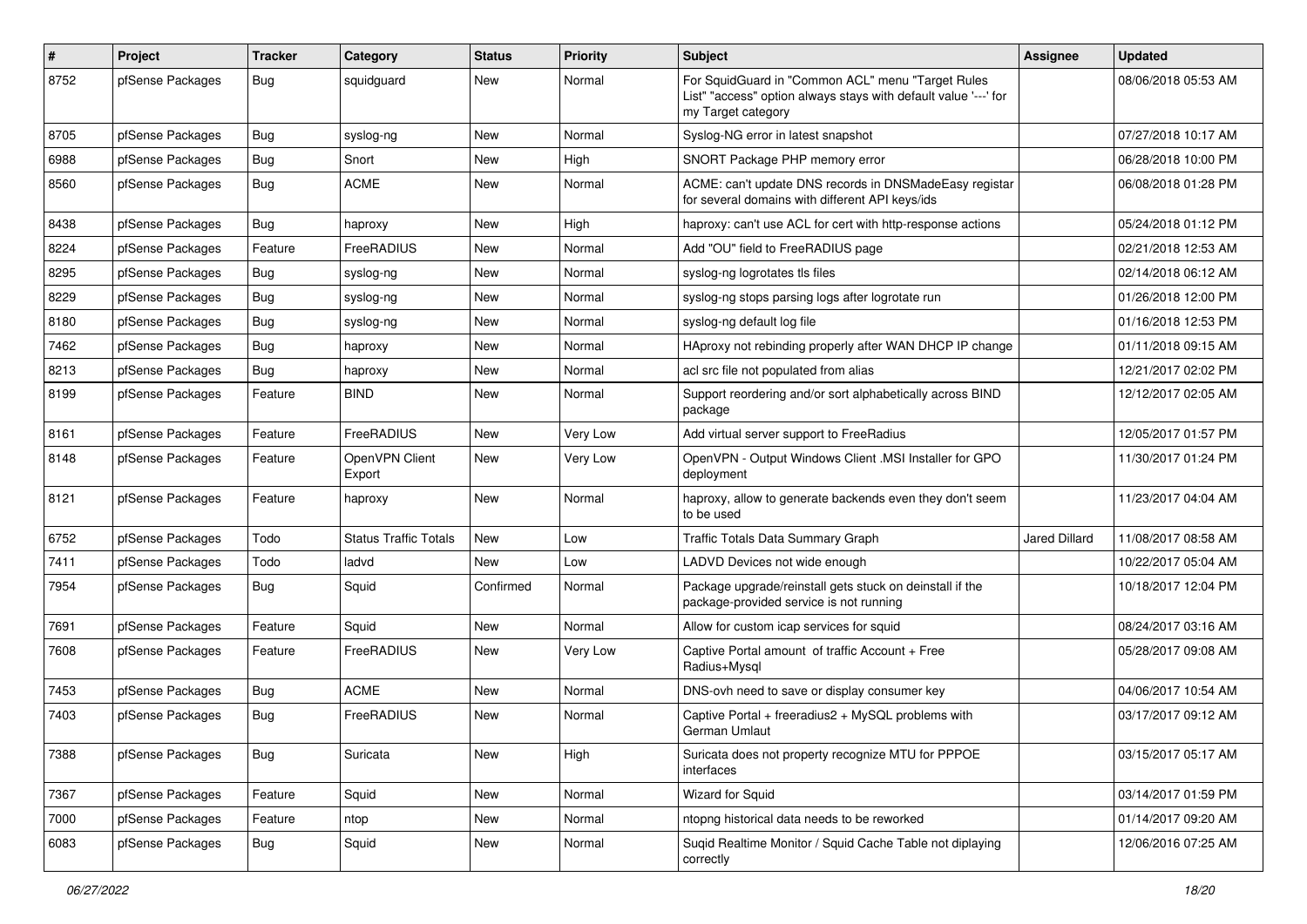| # | Project | Tracker | Category | Status | Priority | Subject | Assignee | Updated |
|---|---|---|---|---|---|---|---|---|
| 8752 | pfSense Packages | Bug | squidguard | New | Normal | For SquidGuard in "Common ACL" menu "Target Rules List" "access" option always stays with default value '---' for my Target category | | 08/06/2018 05:53 AM |
| 8705 | pfSense Packages | Bug | syslog-ng | New | Normal | Syslog-NG error in latest snapshot | | 07/27/2018 10:17 AM |
| 6988 | pfSense Packages | Bug | Snort | New | High | SNORT Package PHP memory error | | 06/28/2018 10:00 PM |
| 8560 | pfSense Packages | Bug | ACME | New | Normal | ACME: can't update DNS records in DNSMadeEasy registar for several domains with different API keys/ids | | 06/08/2018 01:28 PM |
| 8438 | pfSense Packages | Bug | haproxy | New | High | haproxy: can't use ACL for cert with http-response actions | | 05/24/2018 01:12 PM |
| 8224 | pfSense Packages | Feature | FreeRADIUS | New | Normal | Add "OU" field to FreeRADIUS page | | 02/21/2018 12:53 AM |
| 8295 | pfSense Packages | Bug | syslog-ng | New | Normal | syslog-ng logrotates tls files | | 02/14/2018 06:12 AM |
| 8229 | pfSense Packages | Bug | syslog-ng | New | Normal | syslog-ng stops parsing logs after logrotate run | | 01/26/2018 12:00 PM |
| 8180 | pfSense Packages | Bug | syslog-ng | New | Normal | syslog-ng default log file | | 01/16/2018 12:53 PM |
| 7462 | pfSense Packages | Bug | haproxy | New | Normal | HAproxy not rebinding properly after WAN DHCP IP change | | 01/11/2018 09:15 AM |
| 8213 | pfSense Packages | Bug | haproxy | New | Normal | acl src file not populated from alias | | 12/21/2017 02:02 PM |
| 8199 | pfSense Packages | Feature | BIND | New | Normal | Support reordering and/or sort alphabetically across BIND package | | 12/12/2017 02:05 AM |
| 8161 | pfSense Packages | Feature | FreeRADIUS | New | Very Low | Add virtual server support to FreeRadius | | 12/05/2017 01:57 PM |
| 8148 | pfSense Packages | Feature | OpenVPN Client Export | New | Very Low | OpenVPN - Output Windows Client .MSI Installer for GPO deployment | | 11/30/2017 01:24 PM |
| 8121 | pfSense Packages | Feature | haproxy | New | Normal | haproxy, allow to generate backends even they don't seem to be used | | 11/23/2017 04:04 AM |
| 6752 | pfSense Packages | Todo | Status Traffic Totals | New | Low | Traffic Totals Data Summary Graph | Jared Dillard | 11/08/2017 08:58 AM |
| 7411 | pfSense Packages | Todo | ladvd | New | Low | LADVD Devices not wide enough | | 10/22/2017 05:04 AM |
| 7954 | pfSense Packages | Bug | Squid | Confirmed | Normal | Package upgrade/reinstall gets stuck on deinstall if the package-provided service is not running | | 10/18/2017 12:04 PM |
| 7691 | pfSense Packages | Feature | Squid | New | Normal | Allow for custom icap services for squid | | 08/24/2017 03:16 AM |
| 7608 | pfSense Packages | Feature | FreeRADIUS | New | Very Low | Captive Portal amount of traffic Account + Free Radius+Mysql | | 05/28/2017 09:08 AM |
| 7453 | pfSense Packages | Bug | ACME | New | Normal | DNS-ovh need to save or display consumer key | | 04/06/2017 10:54 AM |
| 7403 | pfSense Packages | Bug | FreeRADIUS | New | Normal | Captive Portal + freeradius2 + MySQL problems with German Umlaut | | 03/17/2017 09:12 AM |
| 7388 | pfSense Packages | Bug | Suricata | New | High | Suricata does not property recognize MTU for PPPOE interfaces | | 03/15/2017 05:17 AM |
| 7367 | pfSense Packages | Feature | Squid | New | Normal | Wizard for Squid | | 03/14/2017 01:59 PM |
| 7000 | pfSense Packages | Feature | ntop | New | Normal | ntopng historical data needs to be reworked | | 01/14/2017 09:20 AM |
| 6083 | pfSense Packages | Bug | Squid | New | Normal | Suqid Realtime Monitor / Squid Cache Table not diplaying correctly | | 12/06/2016 07:25 AM |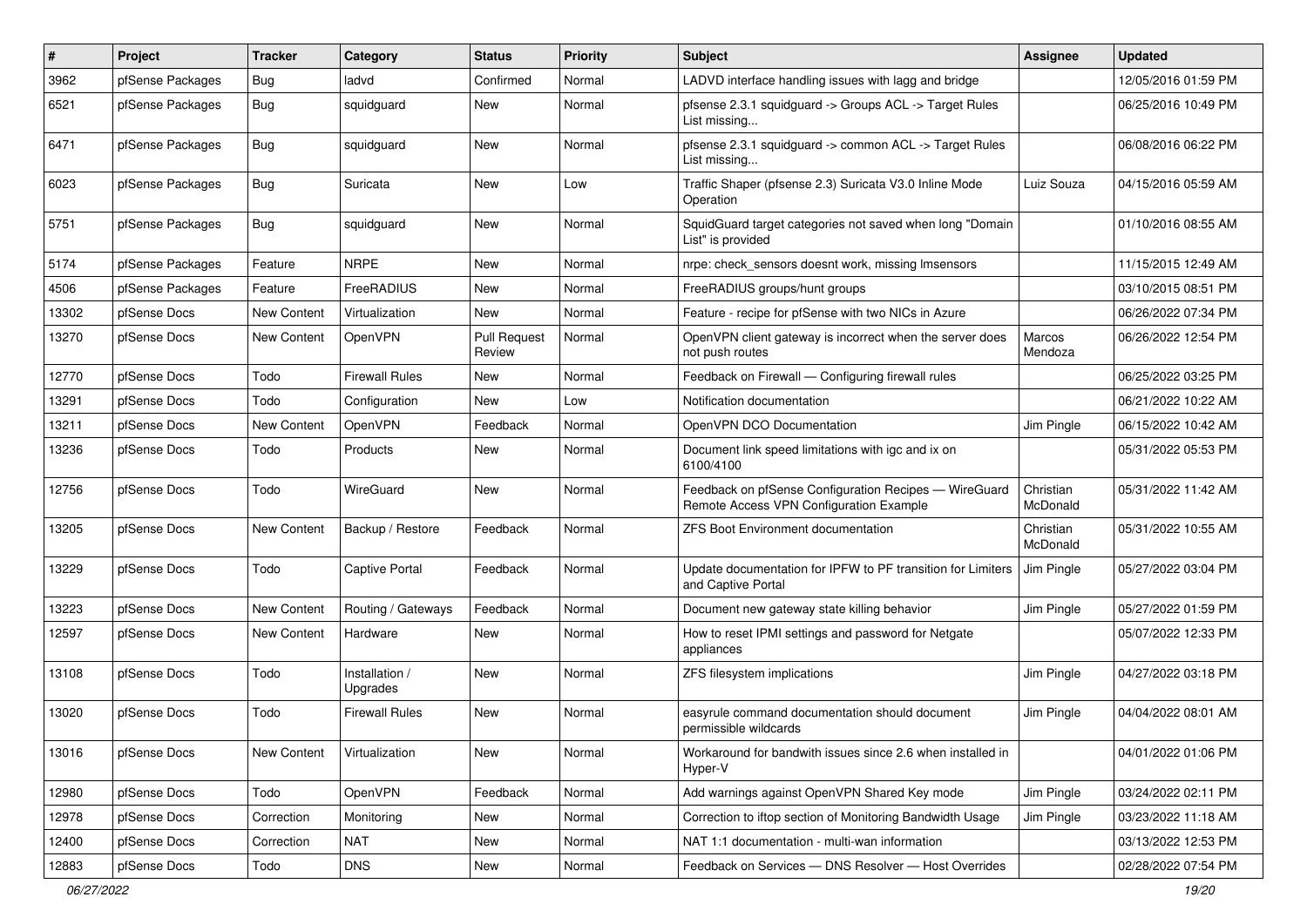| # | Project | Tracker | Category | Status | Priority | Subject | Assignee | Updated |
|---|---|---|---|---|---|---|---|---|
| 3962 | pfSense Packages | Bug | ladvd | Confirmed | Normal | LADVD interface handling issues with lagg and bridge | | 12/05/2016 01:59 PM |
| 6521 | pfSense Packages | Bug | squidguard | New | Normal | pfsense 2.3.1 squidguard -> Groups ACL -> Target Rules List missing... | | 06/25/2016 10:49 PM |
| 6471 | pfSense Packages | Bug | squidguard | New | Normal | pfsense 2.3.1 squidguard -> common ACL -> Target Rules List missing... | | 06/08/2016 06:22 PM |
| 6023 | pfSense Packages | Bug | Suricata | New | Low | Traffic Shaper (pfsense 2.3) Suricata V3.0 Inline Mode Operation | Luiz Souza | 04/15/2016 05:59 AM |
| 5751 | pfSense Packages | Bug | squidguard | New | Normal | SquidGuard target categories not saved when long "Domain List" is provided | | 01/10/2016 08:55 AM |
| 5174 | pfSense Packages | Feature | NRPE | New | Normal | nrpe: check_sensors doesnt work, missing lmsensors | | 11/15/2015 12:49 AM |
| 4506 | pfSense Packages | Feature | FreeRADIUS | New | Normal | FreeRADIUS groups/hunt groups | | 03/10/2015 08:51 PM |
| 13302 | pfSense Docs | New Content | Virtualization | New | Normal | Feature - recipe for pfSense with two NICs in Azure | | 06/26/2022 07:34 PM |
| 13270 | pfSense Docs | New Content | OpenVPN | Pull Request Review | Normal | OpenVPN client gateway is incorrect when the server does not push routes | Marcos Mendoza | 06/26/2022 12:54 PM |
| 12770 | pfSense Docs | Todo | Firewall Rules | New | Normal | Feedback on Firewall — Configuring firewall rules | | 06/25/2022 03:25 PM |
| 13291 | pfSense Docs | Todo | Configuration | New | Low | Notification documentation | | 06/21/2022 10:22 AM |
| 13211 | pfSense Docs | New Content | OpenVPN | Feedback | Normal | OpenVPN DCO Documentation | Jim Pingle | 06/15/2022 10:42 AM |
| 13236 | pfSense Docs | Todo | Products | New | Normal | Document link speed limitations with igc and ix on 6100/4100 | | 05/31/2022 05:53 PM |
| 12756 | pfSense Docs | Todo | WireGuard | New | Normal | Feedback on pfSense Configuration Recipes — WireGuard Remote Access VPN Configuration Example | Christian McDonald | 05/31/2022 11:42 AM |
| 13205 | pfSense Docs | New Content | Backup / Restore | Feedback | Normal | ZFS Boot Environment documentation | Christian McDonald | 05/31/2022 10:55 AM |
| 13229 | pfSense Docs | Todo | Captive Portal | Feedback | Normal | Update documentation for IPFW to PF transition for Limiters and Captive Portal | Jim Pingle | 05/27/2022 03:04 PM |
| 13223 | pfSense Docs | New Content | Routing / Gateways | Feedback | Normal | Document new gateway state killing behavior | Jim Pingle | 05/27/2022 01:59 PM |
| 12597 | pfSense Docs | New Content | Hardware | New | Normal | How to reset IPMI settings and password for Netgate appliances | | 05/07/2022 12:33 PM |
| 13108 | pfSense Docs | Todo | Installation / Upgrades | New | Normal | ZFS filesystem implications | Jim Pingle | 04/27/2022 03:18 PM |
| 13020 | pfSense Docs | Todo | Firewall Rules | New | Normal | easyrule command documentation should document permissible wildcards | Jim Pingle | 04/04/2022 08:01 AM |
| 13016 | pfSense Docs | New Content | Virtualization | New | Normal | Workaround for bandwith issues since 2.6 when installed in Hyper-V | | 04/01/2022 01:06 PM |
| 12980 | pfSense Docs | Todo | OpenVPN | Feedback | Normal | Add warnings against OpenVPN Shared Key mode | Jim Pingle | 03/24/2022 02:11 PM |
| 12978 | pfSense Docs | Correction | Monitoring | New | Normal | Correction to iftop section of Monitoring Bandwidth Usage | Jim Pingle | 03/23/2022 11:18 AM |
| 12400 | pfSense Docs | Correction | NAT | New | Normal | NAT 1:1 documentation - multi-wan information | | 03/13/2022 12:53 PM |
| 12883 | pfSense Docs | Todo | DNS | New | Normal | Feedback on Services — DNS Resolver — Host Overrides | | 02/28/2022 07:54 PM |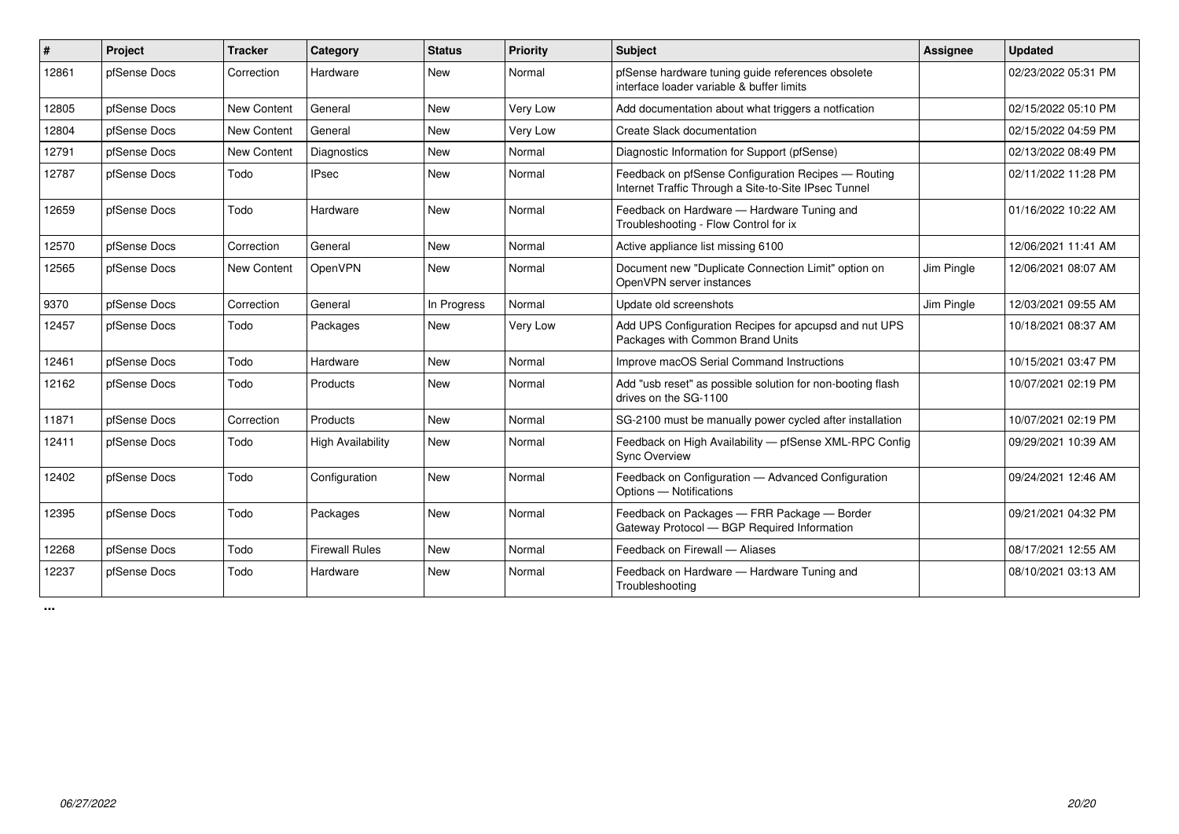| # | Project | Tracker | Category | Status | Priority | Subject | Assignee | Updated |
|---|---|---|---|---|---|---|---|---|
| 12861 | pfSense Docs | Correction | Hardware | New | Normal | pfSense hardware tuning guide references obsolete interface loader variable & buffer limits | | 02/23/2022 05:31 PM |
| 12805 | pfSense Docs | New Content | General | New | Very Low | Add documentation about what triggers a notfication | | 02/15/2022 05:10 PM |
| 12804 | pfSense Docs | New Content | General | New | Very Low | Create Slack documentation | | 02/15/2022 04:59 PM |
| 12791 | pfSense Docs | New Content | Diagnostics | New | Normal | Diagnostic Information for Support (pfSense) | | 02/13/2022 08:49 PM |
| 12787 | pfSense Docs | Todo | IPsec | New | Normal | Feedback on pfSense Configuration Recipes — Routing Internet Traffic Through a Site-to-Site IPsec Tunnel | | 02/11/2022 11:28 PM |
| 12659 | pfSense Docs | Todo | Hardware | New | Normal | Feedback on Hardware — Hardware Tuning and Troubleshooting - Flow Control for ix | | 01/16/2022 10:22 AM |
| 12570 | pfSense Docs | Correction | General | New | Normal | Active appliance list missing 6100 | | 12/06/2021 11:41 AM |
| 12565 | pfSense Docs | New Content | OpenVPN | New | Normal | Document new "Duplicate Connection Limit" option on OpenVPN server instances | Jim Pingle | 12/06/2021 08:07 AM |
| 9370 | pfSense Docs | Correction | General | In Progress | Normal | Update old screenshots | Jim Pingle | 12/03/2021 09:55 AM |
| 12457 | pfSense Docs | Todo | Packages | New | Very Low | Add UPS Configuration Recipes for apcupsd and nut UPS Packages with Common Brand Units | | 10/18/2021 08:37 AM |
| 12461 | pfSense Docs | Todo | Hardware | New | Normal | Improve macOS Serial Command Instructions | | 10/15/2021 03:47 PM |
| 12162 | pfSense Docs | Todo | Products | New | Normal | Add "usb reset" as possible solution for non-booting flash drives on the SG-1100 | | 10/07/2021 02:19 PM |
| 11871 | pfSense Docs | Correction | Products | New | Normal | SG-2100 must be manually power cycled after installation | | 10/07/2021 02:19 PM |
| 12411 | pfSense Docs | Todo | High Availability | New | Normal | Feedback on High Availability — pfSense XML-RPC Config Sync Overview | | 09/29/2021 10:39 AM |
| 12402 | pfSense Docs | Todo | Configuration | New | Normal | Feedback on Configuration — Advanced Configuration Options — Notifications | | 09/24/2021 12:46 AM |
| 12395 | pfSense Docs | Todo | Packages | New | Normal | Feedback on Packages — FRR Package — Border Gateway Protocol — BGP Required Information | | 09/21/2021 04:32 PM |
| 12268 | pfSense Docs | Todo | Firewall Rules | New | Normal | Feedback on Firewall — Aliases | | 08/17/2021 12:55 AM |
| 12237 | pfSense Docs | Todo | Hardware | New | Normal | Feedback on Hardware — Hardware Tuning and Troubleshooting | | 08/10/2021 03:13 AM |

...